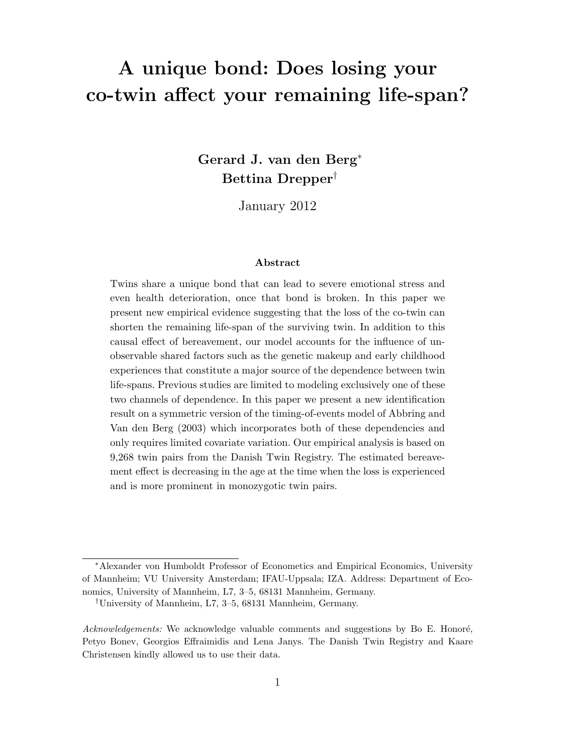# A unique bond: Does losing your co-twin affect your remaining life-span?

**Gerard J. van den Berg**[*]
**Bettina Drepper**[†]

January 2012

### Abstract

Twins share a unique bond that can lead to severe emotional stress and even health deterioration, once that bond is broken. In this paper we present new empirical evidence suggesting that the loss of the co-twin can shorten the remaining life-span of the surviving twin. In addition to this causal effect of bereavement, our model accounts for the influence of unobservable shared factors such as the genetic makeup and early childhood experiences that constitute a major source of the dependence between twin life-spans. Previous studies are limited to modeling exclusively one of these two channels of dependence. In this paper we present a new identification result on a symmetric version of the timing-of-events model of Abbring and Van den Berg (2003) which incorporates both of these dependencies and only requires limited covariate variation. Our empirical analysis is based on 9,268 twin pairs from the Danish Twin Registry. The estimated bereavement effect is decreasing in the age at the time when the loss is experienced and is more prominent in monozygotic twin pairs.

---

[*] Alexander von Humboldt Professor of Econometics and Empirical Economics, University of Mannheim; VU University Amsterdam; IFAU-Uppsala; IZA. Address: Department of Economics, University of Mannheim, L7, 3–5, 68131 Mannheim, Germany.

[†] University of Mannheim, L7, 3–5, 68131 Mannheim, Germany.

*Acknowledgements:* We acknowledge valuable comments and suggestions by Bo E. Honoré, Petyo Bonev, Georgios Effraimidis and Lena Janys. The Danish Twin Registry and Kaare Christensen kindly allowed us to use their data.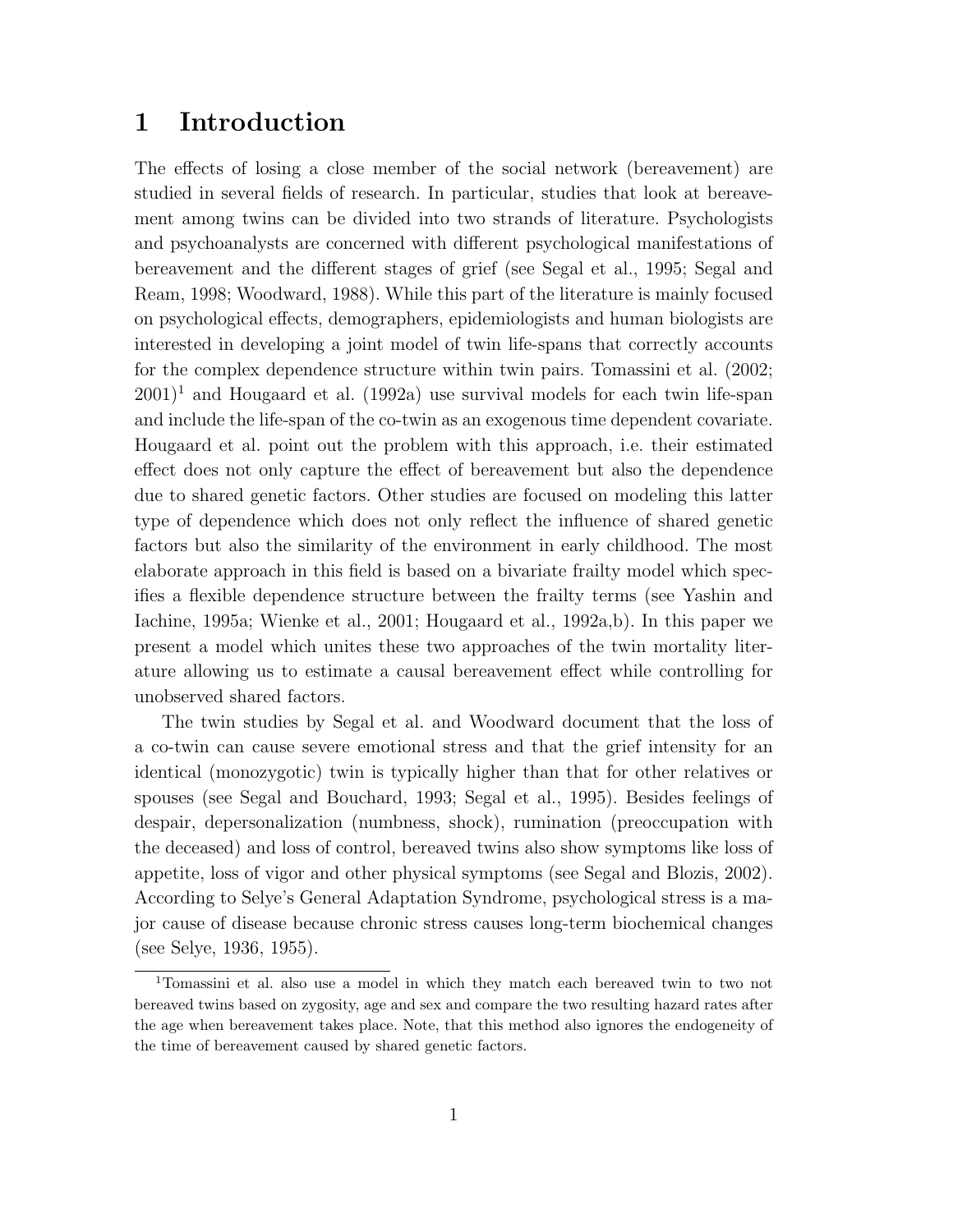# 1 Introduction

The effects of losing a close member of the social network (bereavement) are studied in several fields of research. In particular, studies that look at bereavement among twins can be divided into two strands of literature. Psychologists and psychoanalysts are concerned with different psychological manifestations of bereavement and the different stages of grief (see Segal et al., 1995; Segal and Ream, 1998; Woodward, 1988). While this part of the literature is mainly focused on psychological effects, demographers, epidemiologists and human biologists are interested in developing a joint model of twin life-spans that correctly accounts for the complex dependence structure within twin pairs. Tomassini et al. (2002; 2001)[1] and Hougaard et al. (1992a) use survival models for each twin life-span and include the life-span of the co-twin as an exogenous time dependent covariate. Hougaard et al. point out the problem with this approach, i.e. their estimated effect does not only capture the effect of bereavement but also the dependence due to shared genetic factors. Other studies are focused on modeling this latter type of dependence which does not only reflect the influence of shared genetic factors but also the similarity of the environment in early childhood. The most elaborate approach in this field is based on a bivariate frailty model which specifies a flexible dependence structure between the frailty terms (see Yashin and Iachine, 1995a; Wienke et al., 2001; Hougaard et al., 1992a,b). In this paper we present a model which unites these two approaches of the twin mortality literature allowing us to estimate a causal bereavement effect while controlling for unobserved shared factors.

The twin studies by Segal et al. and Woodward document that the loss of a co-twin can cause severe emotional stress and that the grief intensity for an identical (monozygotic) twin is typically higher than that for other relatives or spouses (see Segal and Bouchard, 1993; Segal et al., 1995). Besides feelings of despair, depersonalization (numbness, shock), rumination (preoccupation with the deceased) and loss of control, bereaved twins also show symptoms like loss of appetite, loss of vigor and other physical symptoms (see Segal and Blozis, 2002). According to Selye's General Adaptation Syndrome, psychological stress is a major cause of disease because chronic stress causes long-term biochemical changes (see Selye, 1936, 1955).

[1] Tomassini et al. also use a model in which they match each bereaved twin to two not bereaved twins based on zygosity, age and sex and compare the two resulting hazard rates after the age when bereavement takes place. Note, that this method also ignores the endogeneity of the time of bereavement caused by shared genetic factors.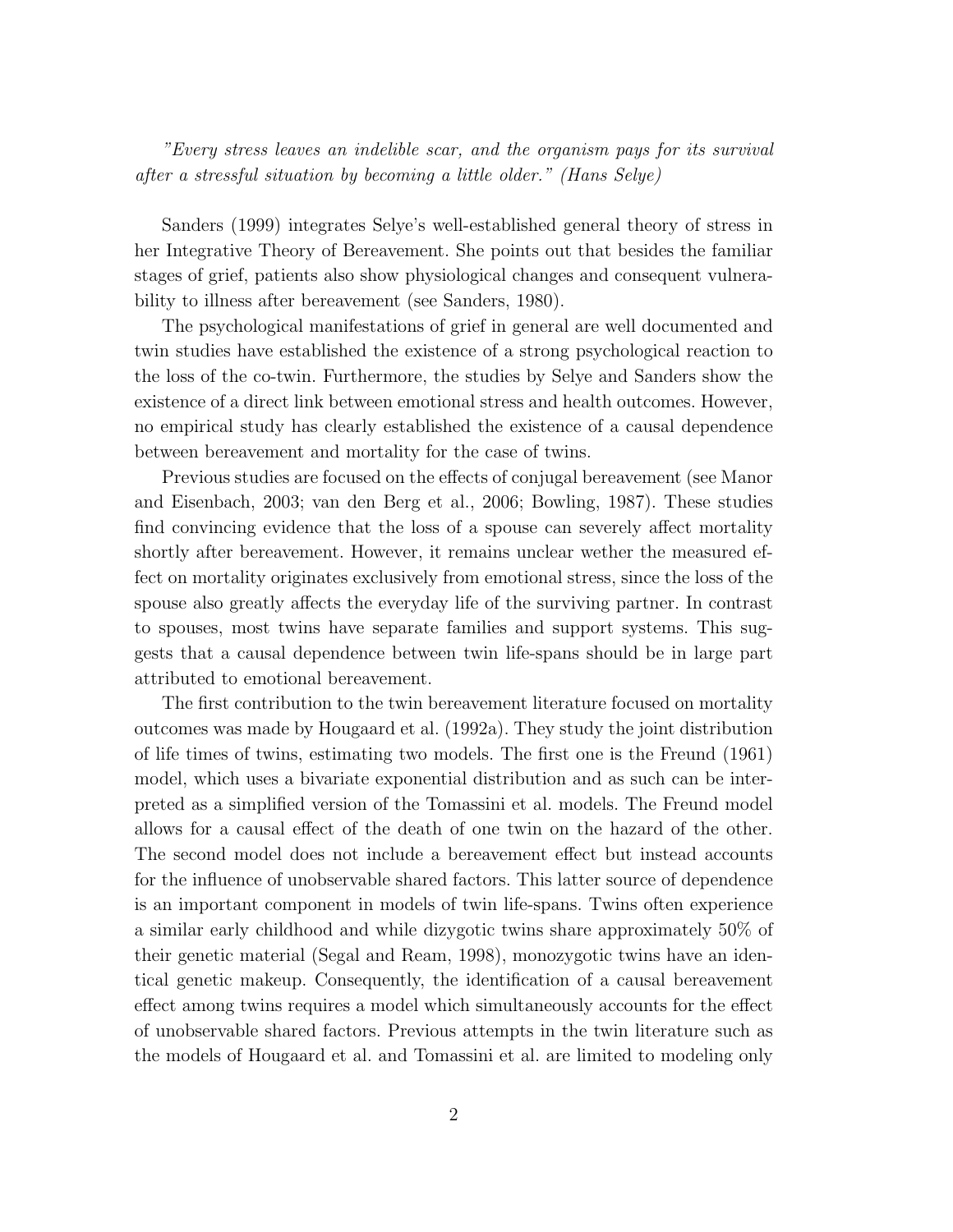*"Every stress leaves an indelible scar, and the organism pays for its survival after a stressful situation by becoming a little older." (Hans Selye)*

Sanders (1999) integrates Selye's well-established general theory of stress in her Integrative Theory of Bereavement. She points out that besides the familiar stages of grief, patients also show physiological changes and consequent vulnerability to illness after bereavement (see Sanders, 1980).

The psychological manifestations of grief in general are well documented and twin studies have established the existence of a strong psychological reaction to the loss of the co-twin. Furthermore, the studies by Selye and Sanders show the existence of a direct link between emotional stress and health outcomes. However, no empirical study has clearly established the existence of a causal dependence between bereavement and mortality for the case of twins.

Previous studies are focused on the effects of conjugal bereavement (see Manor and Eisenbach, 2003; van den Berg et al., 2006; Bowling, 1987). These studies find convincing evidence that the loss of a spouse can severely affect mortality shortly after bereavement. However, it remains unclear wether the measured effect on mortality originates exclusively from emotional stress, since the loss of the spouse also greatly affects the everyday life of the surviving partner. In contrast to spouses, most twins have separate families and support systems. This suggests that a causal dependence between twin life-spans should be in large part attributed to emotional bereavement.

The first contribution to the twin bereavement literature focused on mortality outcomes was made by Hougaard et al. (1992a). They study the joint distribution of life times of twins, estimating two models. The first one is the Freund (1961) model, which uses a bivariate exponential distribution and as such can be interpreted as a simplified version of the Tomassini et al. models. The Freund model allows for a causal effect of the death of one twin on the hazard of the other. The second model does not include a bereavement effect but instead accounts for the influence of unobservable shared factors. This latter source of dependence is an important component in models of twin life-spans. Twins often experience a similar early childhood and while dizygotic twins share approximately 50% of their genetic material (Segal and Ream, 1998), monozygotic twins have an identical genetic makeup. Consequently, the identification of a causal bereavement effect among twins requires a model which simultaneously accounts for the effect of unobservable shared factors. Previous attempts in the twin literature such as the models of Hougaard et al. and Tomassini et al. are limited to modeling only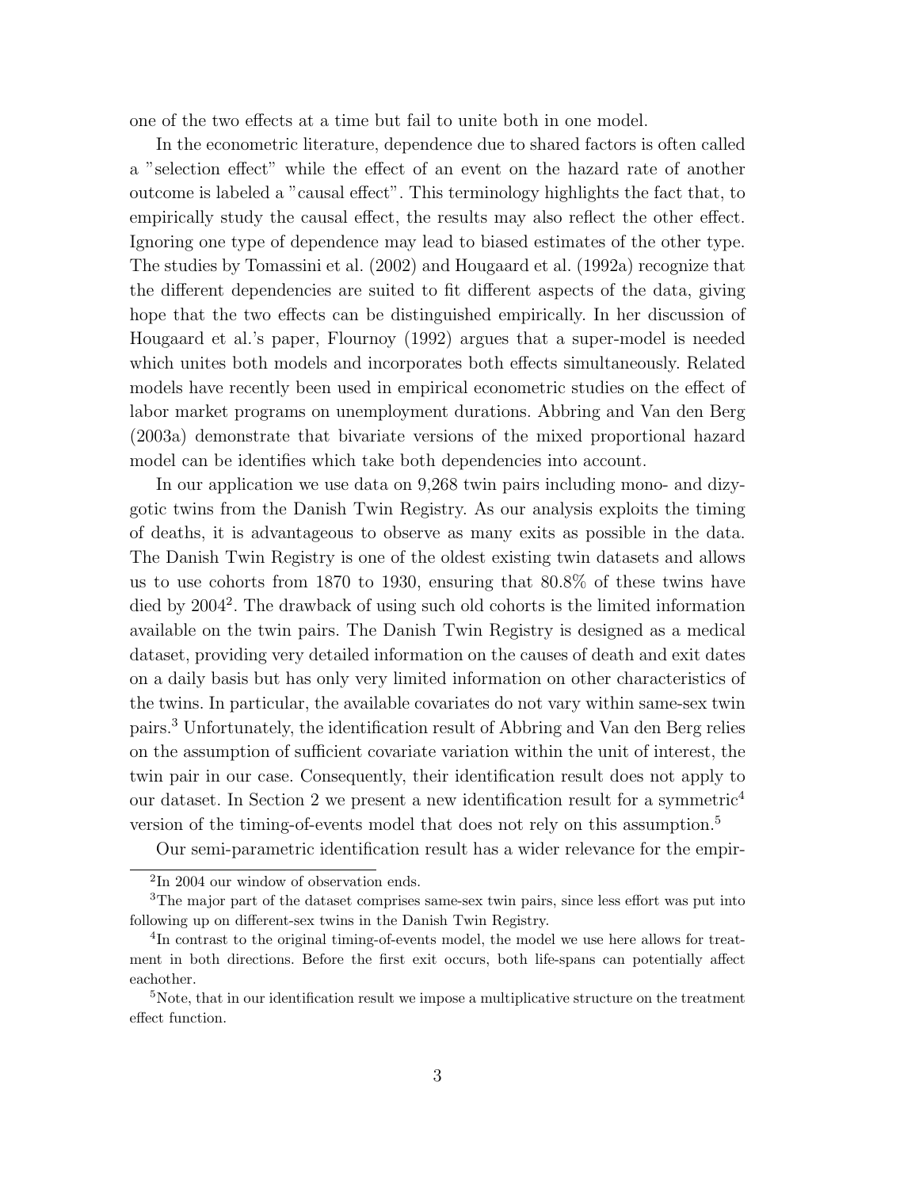one of the two effects at a time but fail to unite both in one model.

In the econometric literature, dependence due to shared factors is often called a "selection effect" while the effect of an event on the hazard rate of another outcome is labeled a "causal effect". This terminology highlights the fact that, to empirically study the causal effect, the results may also reflect the other effect. Ignoring one type of dependence may lead to biased estimates of the other type. The studies by Tomassini et al. (2002) and Hougaard et al. (1992a) recognize that the different dependencies are suited to fit different aspects of the data, giving hope that the two effects can be distinguished empirically. In her discussion of Hougaard et al.'s paper, Flournoy (1992) argues that a super-model is needed which unites both models and incorporates both effects simultaneously. Related models have recently been used in empirical econometric studies on the effect of labor market programs on unemployment durations. Abbring and Van den Berg (2003a) demonstrate that bivariate versions of the mixed proportional hazard model can be identifies which take both dependencies into account.

In our application we use data on 9,268 twin pairs including mono- and dizygotic twins from the Danish Twin Registry. As our analysis exploits the timing of deaths, it is advantageous to observe as many exits as possible in the data. The Danish Twin Registry is one of the oldest existing twin datasets and allows us to use cohorts from 1870 to 1930, ensuring that 80.8% of these twins have died by 2004[2]. The drawback of using such old cohorts is the limited information available on the twin pairs. The Danish Twin Registry is designed as a medical dataset, providing very detailed information on the causes of death and exit dates on a daily basis but has only very limited information on other characteristics of the twins. In particular, the available covariates do not vary within same-sex twin pairs.[3] Unfortunately, the identification result of Abbring and Van den Berg relies on the assumption of sufficient covariate variation within the unit of interest, the twin pair in our case. Consequently, their identification result does not apply to our dataset. In Section 2 we present a new identification result for a symmetric[4] version of the timing-of-events model that does not rely on this assumption.[5]

Our semi-parametric identification result has a wider relevance for the empir-

[2] In 2004 our window of observation ends.

[3] The major part of the dataset comprises same-sex twin pairs, since less effort was put into following up on different-sex twins in the Danish Twin Registry.

[4] In contrast to the original timing-of-events model, the model we use here allows for treatment in both directions. Before the first exit occurs, both life-spans can potentially affect eachother.

[5] Note, that in our identification result we impose a multiplicative structure on the treatment effect function.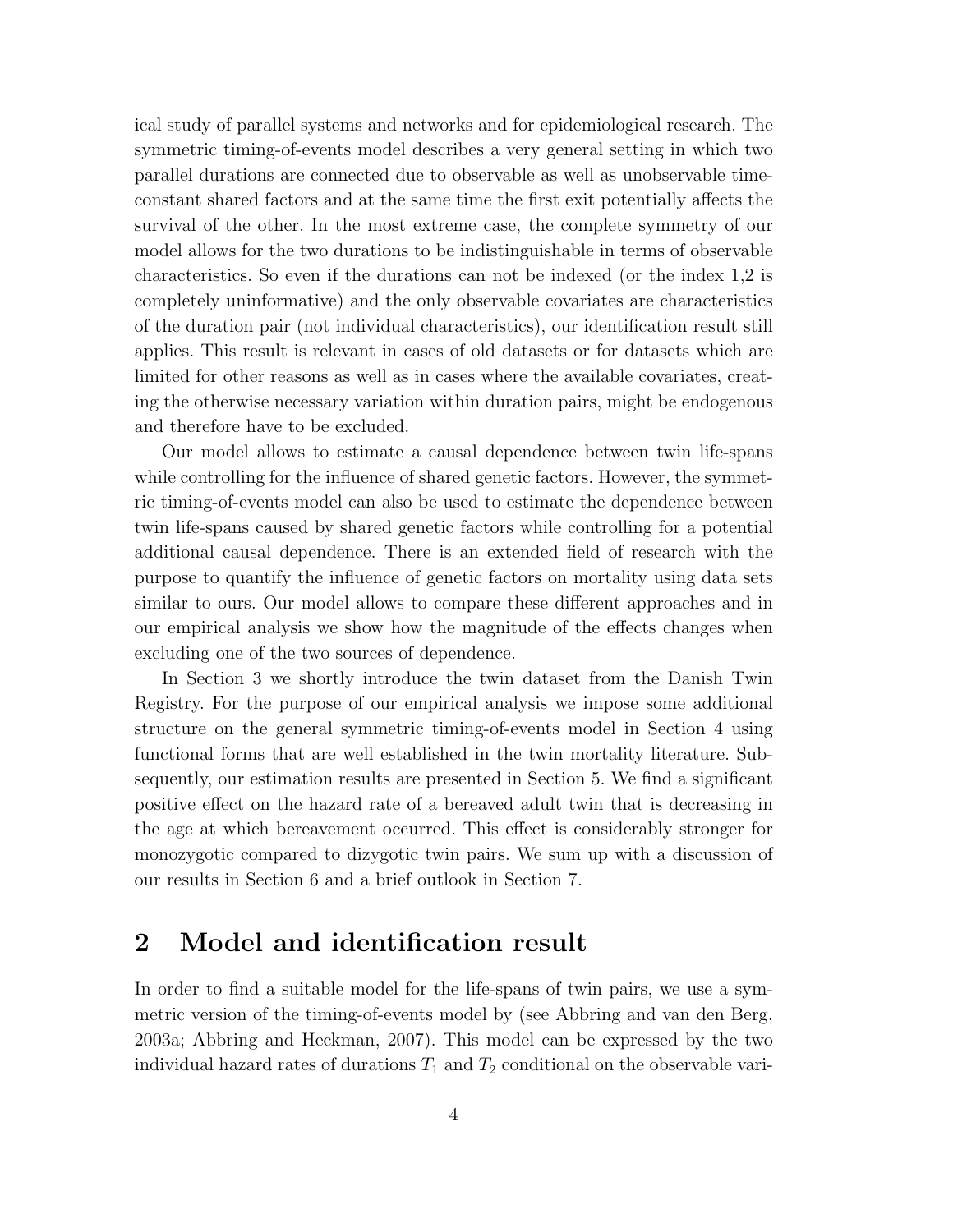ical study of parallel systems and networks and for epidemiological research. The symmetric timing-of-events model describes a very general setting in which two parallel durations are connected due to observable as well as unobservable time-constant shared factors and at the same time the first exit potentially affects the survival of the other. In the most extreme case, the complete symmetry of our model allows for the two durations to be indistinguishable in terms of observable characteristics. So even if the durations can not be indexed (or the index 1,2 is completely uninformative) and the only observable covariates are characteristics of the duration pair (not individual characteristics), our identification result still applies. This result is relevant in cases of old datasets or for datasets which are limited for other reasons as well as in cases where the available covariates, creating the otherwise necessary variation within duration pairs, might be endogenous and therefore have to be excluded.

Our model allows to estimate a causal dependence between twin life-spans while controlling for the influence of shared genetic factors. However, the symmetric timing-of-events model can also be used to estimate the dependence between twin life-spans caused by shared genetic factors while controlling for a potential additional causal dependence. There is an extended field of research with the purpose to quantify the influence of genetic factors on mortality using data sets similar to ours. Our model allows to compare these different approaches and in our empirical analysis we show how the magnitude of the effects changes when excluding one of the two sources of dependence.

In Section 3 we shortly introduce the twin dataset from the Danish Twin Registry. For the purpose of our empirical analysis we impose some additional structure on the general symmetric timing-of-events model in Section 4 using functional forms that are well established in the twin mortality literature. Subsequently, our estimation results are presented in Section 5. We find a significant positive effect on the hazard rate of a bereaved adult twin that is decreasing in the age at which bereavement occurred. This effect is considerably stronger for monozygotic compared to dizygotic twin pairs. We sum up with a discussion of our results in Section 6 and a brief outlook in Section 7.

# 2 Model and identification result

In order to find a suitable model for the life-spans of twin pairs, we use a symmetric version of the timing-of-events model by (see Abbring and van den Berg, 2003a; Abbring and Heckman, 2007). This model can be expressed by the two individual hazard rates of durations $T_1$ and $T_2$ conditional on the observable vari-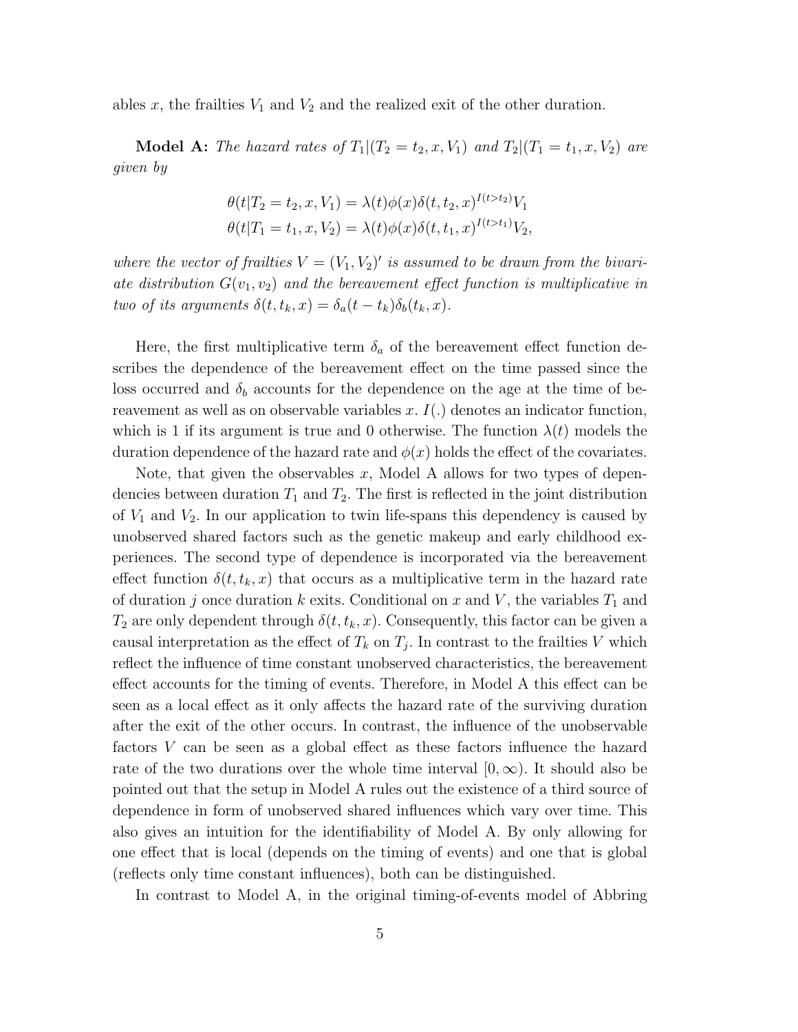ables $x$, the frailties $V_1$ and $V_2$ and the realized exit of the other duration.

**Model A:** *The hazard rates of* $T_1|(T_2 = t_2, x, V_1)$ *and* $T_2|(T_1 = t_1, x, V_2)$ *are given by*

$$\theta(t|T_2 = t_2, x, V_1) = \lambda(t)\phi(x)\delta(t, t_2, x)^{I(t>t_2)}V_1$$
$$\theta(t|T_1 = t_1, x, V_2) = \lambda(t)\phi(x)\delta(t, t_1, x)^{I(t>t_1)}V_2,$$

*where the vector of frailties* $V = (V_1, V_2)'$ *is assumed to be drawn from the bivariate distribution* $G(v_1, v_2)$ *and the bereavement effect function is multiplicative in two of its arguments* $\delta(t, t_k, x) = \delta_a(t - t_k)\delta_b(t_k, x)$.

Here, the first multiplicative term $\delta_a$ of the bereavement effect function describes the dependence of the bereavement effect on the time passed since the loss occurred and $\delta_b$ accounts for the dependence on the age at the time of bereavement as well as on observable variables $x$. $I(.)$ denotes an indicator function, which is 1 if its argument is true and 0 otherwise. The function $\lambda(t)$ models the duration dependence of the hazard rate and $\phi(x)$ holds the effect of the covariates.

Note, that given the observables $x$, Model A allows for two types of dependencies between duration $T_1$ and $T_2$. The first is reflected in the joint distribution of $V_1$ and $V_2$. In our application to twin life-spans this dependency is caused by unobserved shared factors such as the genetic makeup and early childhood experiences. The second type of dependence is incorporated via the bereavement effect function $\delta(t, t_k, x)$ that occurs as a multiplicative term in the hazard rate of duration $j$ once duration $k$ exits. Conditional on $x$ and $V$, the variables $T_1$ and $T_2$ are only dependent through $\delta(t, t_k, x)$. Consequently, this factor can be given a causal interpretation as the effect of $T_k$ on $T_j$. In contrast to the frailties $V$ which reflect the influence of time constant unobserved characteristics, the bereavement effect accounts for the timing of events. Therefore, in Model A this effect can be seen as a local effect as it only affects the hazard rate of the surviving duration after the exit of the other occurs. In contrast, the influence of the unobservable factors $V$ can be seen as a global effect as these factors influence the hazard rate of the two durations over the whole time interval $[0, \infty)$. It should also be pointed out that the setup in Model A rules out the existence of a third source of dependence in form of unobserved shared influences which vary over time. This also gives an intuition for the identifiability of Model A. By only allowing for one effect that is local (depends on the timing of events) and one that is global (reflects only time constant influences), both can be distinguished.

In contrast to Model A, in the original timing-of-events model of Abbring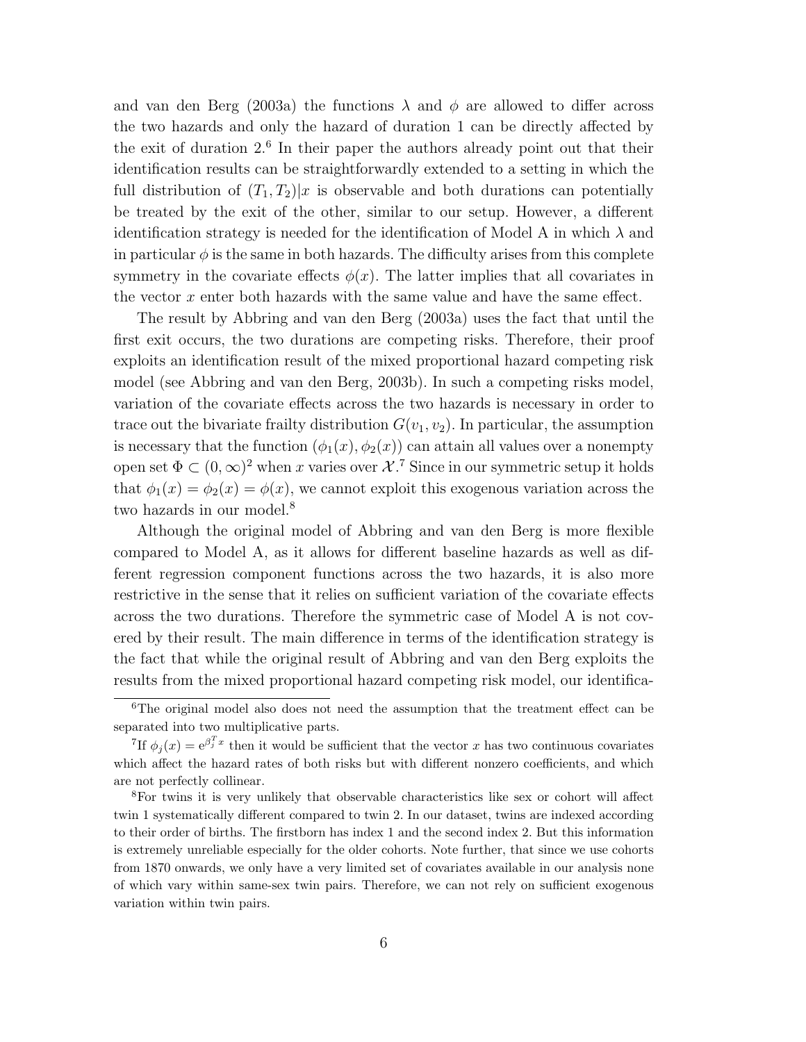and van den Berg (2003a) the functions $\lambda$ and $\phi$ are allowed to differ across the two hazards and only the hazard of duration 1 can be directly affected by the exit of duration 2.[6] In their paper the authors already point out that their identification results can be straightforwardly extended to a setting in which the full distribution of $(T_1, T_2)|x$ is observable and both durations can potentially be treated by the exit of the other, similar to our setup. However, a different identification strategy is needed for the identification of Model A in which $\lambda$ and in particular $\phi$ is the same in both hazards. The difficulty arises from this complete symmetry in the covariate effects $\phi(x)$. The latter implies that all covariates in the vector $x$ enter both hazards with the same value and have the same effect.

The result by Abbring and van den Berg (2003a) uses the fact that until the first exit occurs, the two durations are competing risks. Therefore, their proof exploits an identification result of the mixed proportional hazard competing risk model (see Abbring and van den Berg, 2003b). In such a competing risks model, variation of the covariate effects across the two hazards is necessary in order to trace out the bivariate frailty distribution $G(v_1, v_2)$. In particular, the assumption is necessary that the function $(\phi_1(x), \phi_2(x))$ can attain all values over a nonempty open set $\Phi \subset (0, \infty)^2$ when $x$ varies over $\mathcal{X}$.[7] Since in our symmetric setup it holds that $\phi_1(x) = \phi_2(x) = \phi(x)$, we cannot exploit this exogenous variation across the two hazards in our model.[8]

Although the original model of Abbring and van den Berg is more flexible compared to Model A, as it allows for different baseline hazards as well as different regression component functions across the two hazards, it is also more restrictive in the sense that it relies on sufficient variation of the covariate effects across the two durations. Therefore the symmetric case of Model A is not covered by their result. The main difference in terms of the identification strategy is the fact that while the original result of Abbring and van den Berg exploits the results from the mixed proportional hazard competing risk model, our identifica-

[6] The original model also does not need the assumption that the treatment effect can be separated into two multiplicative parts.

[7] If $\phi_j(x) = e^{\beta_j^T x}$ then it would be sufficient that the vector $x$ has two continuous covariates which affect the hazard rates of both risks but with different nonzero coefficients, and which are not perfectly collinear.

[8] For twins it is very unlikely that observable characteristics like sex or cohort will affect twin 1 systematically different compared to twin 2. In our dataset, twins are indexed according to their order of births. The firstborn has index 1 and the second index 2. But this information is extremely unreliable especially for the older cohorts. Note further, that since we use cohorts from 1870 onwards, we only have a very limited set of covariates available in our analysis none of which vary within same-sex twin pairs. Therefore, we can not rely on sufficient exogenous variation within twin pairs.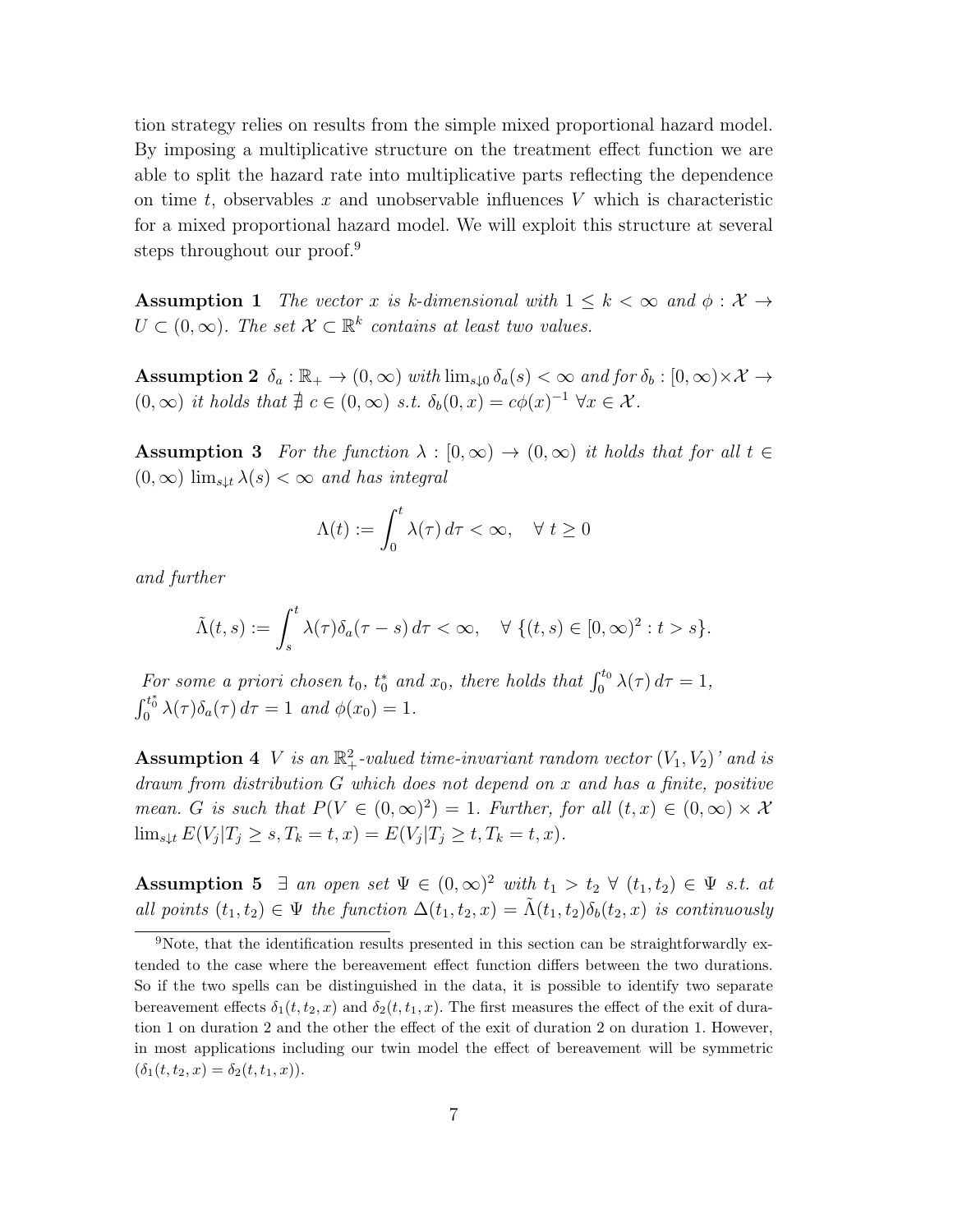tion strategy relies on results from the simple mixed proportional hazard model. By imposing a multiplicative structure on the treatment effect function we are able to split the hazard rate into multiplicative parts reflecting the dependence on time $t$, observables $x$ and unobservable influences $V$ which is characteristic for a mixed proportional hazard model. We will exploit this structure at several steps throughout our proof.[9]

**Assumption 1** *The vector $x$ is k-dimensional with $1 \leq k < \infty$ and $\phi : \mathcal{X} \to U \subset (0, \infty)$. The set $\mathcal{X} \subset \mathbb{R}^k$ contains at least two values.*

**Assumption 2** *$\delta_a : \mathbb{R}_+ \to (0, \infty)$ with $\lim_{s \downarrow 0} \delta_a(s) < \infty$ and for $\delta_b : [0, \infty) \times \mathcal{X} \to (0, \infty)$ it holds that $\nexists\ c \in (0, \infty)$ s.t. $\delta_b(0, x) = c\phi(x)^{-1}\ \forall x \in \mathcal{X}$.*

**Assumption 3** *For the function $\lambda : [0, \infty) \to (0, \infty)$ it holds that for all $t \in (0, \infty)$ $\lim_{s \downarrow t} \lambda(s) < \infty$ and has integral*

$$\Lambda(t) := \int_0^t \lambda(\tau)\, d\tau < \infty, \quad \forall\ t \geq 0$$

*and further*

$$\tilde{\Lambda}(t, s) := \int_s^t \lambda(\tau)\delta_a(\tau - s)\, d\tau < \infty, \quad \forall\ \{(t, s) \in [0, \infty)^2 : t > s\}.$$

*For some a priori chosen $t_0$, $t_0^*$ and $x_0$, there holds that $\int_0^{t_0} \lambda(\tau)\, d\tau = 1$, $\int_0^{t_0^*} \lambda(\tau)\delta_a(\tau)\, d\tau = 1$ and $\phi(x_0) = 1$.*

**Assumption 4** *$V$ is an $\mathbb{R}_+^2$-valued time-invariant random vector $(V_1, V_2)'$ and is drawn from distribution $G$ which does not depend on $x$ and has a finite, positive mean. $G$ is such that $P(V \in (0, \infty)^2) = 1$. Further, for all $(t, x) \in (0, \infty) \times \mathcal{X}$ $\lim_{s \downarrow t} E(V_j | T_j \geq s, T_k = t, x) = E(V_j | T_j \geq t, T_k = t, x)$.*

**Assumption 5** *$\exists$ an open set $\Psi \in (0, \infty)^2$ with $t_1 > t_2\ \forall\ (t_1, t_2) \in \Psi$ s.t. at all points $(t_1, t_2) \in \Psi$ the function $\Delta(t_1, t_2, x) = \tilde{\Lambda}(t_1, t_2)\delta_b(t_2, x)$ is continuously*

[9] Note, that the identification results presented in this section can be straightforwardly extended to the case where the bereavement effect function differs between the two durations. So if the two spells can be distinguished in the data, it is possible to identify two separate bereavement effects $\delta_1(t, t_2, x)$ and $\delta_2(t, t_1, x)$. The first measures the effect of the exit of duration 1 on duration 2 and the other the effect of the exit of duration 2 on duration 1. However, in most applications including our twin model the effect of bereavement will be symmetric ($\delta_1(t, t_2, x) = \delta_2(t, t_1, x)$).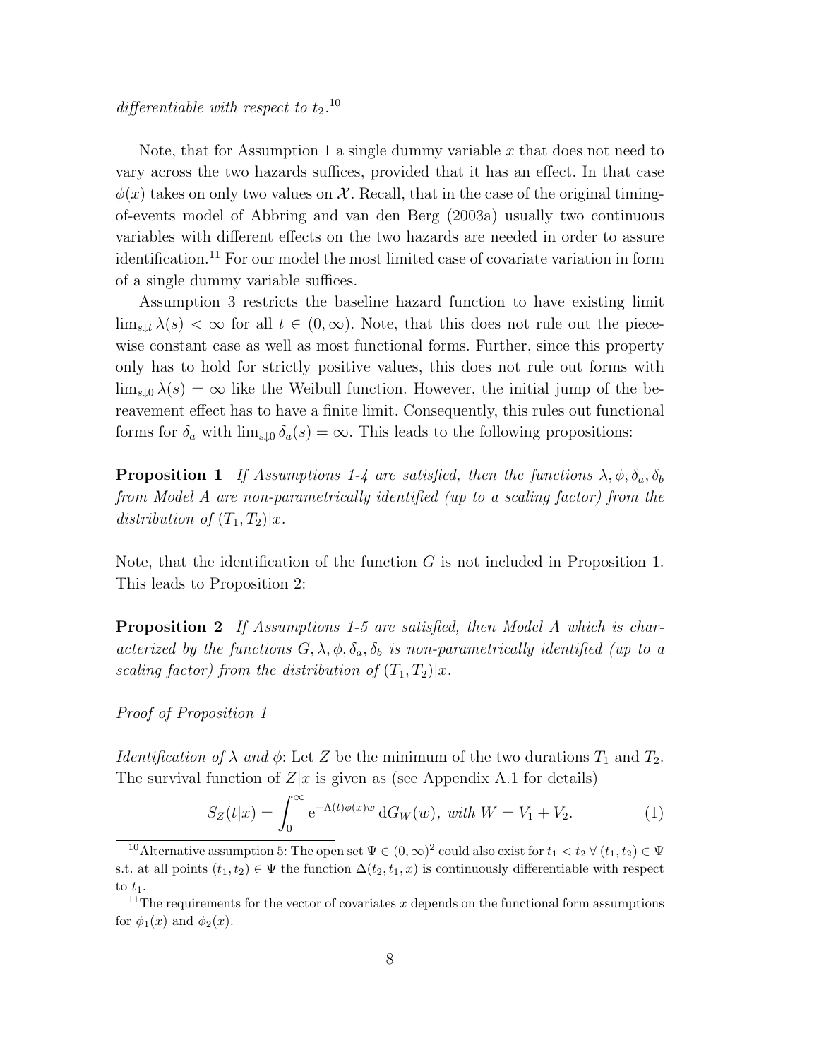*differentiable with respect to* $t_2$.[10]

Note, that for Assumption 1 a single dummy variable $x$ that does not need to vary across the two hazards suffices, provided that it has an effect. In that case $\phi(x)$ takes on only two values on $\mathcal{X}$. Recall, that in the case of the original timing-of-events model of Abbring and van den Berg (2003a) usually two continuous variables with different effects on the two hazards are needed in order to assure identification.[11] For our model the most limited case of covariate variation in form of a single dummy variable suffices.

Assumption 3 restricts the baseline hazard function to have existing limit $\lim_{s \downarrow t} \lambda(s) < \infty$ for all $t \in (0, \infty)$. Note, that this does not rule out the piece-wise constant case as well as most functional forms. Further, since this property only has to hold for strictly positive values, this does not rule out forms with $\lim_{s \downarrow 0} \lambda(s) = \infty$ like the Weibull function. However, the initial jump of the bereavement effect has to have a finite limit. Consequently, this rules out functional forms for $\delta_a$ with $\lim_{s \downarrow 0} \delta_a(s) = \infty$. This leads to the following propositions:

**Proposition 1** *If Assumptions 1-4 are satisfied, then the functions* $\lambda, \phi, \delta_a, \delta_b$ *from Model A are non-parametrically identified (up to a scaling factor) from the distribution of* $(T_1, T_2)|x$.

Note, that the identification of the function $G$ is not included in Proposition 1. This leads to Proposition 2:

**Proposition 2** *If Assumptions 1-5 are satisfied, then Model A which is characterized by the functions* $G, \lambda, \phi, \delta_a, \delta_b$ *is non-parametrically identified (up to a scaling factor) from the distribution of* $(T_1, T_2)|x$.

*Proof of Proposition 1*

*Identification of* $\lambda$ *and* $\phi$: Let $Z$ be the minimum of the two durations $T_1$ and $T_2$. The survival function of $Z|x$ is given as (see Appendix A.1 for details)

$$S_Z(t|x) = \int_0^\infty \mathrm{e}^{-\Lambda(t)\phi(x)w}\, \mathrm{d}G_W(w), \text{ with } W = V_1 + V_2. \tag{1}$$

[10] Alternative assumption 5: The open set $\Psi \in (0, \infty)^2$ could also exist for $t_1 < t_2 \; \forall \, (t_1, t_2) \in \Psi$ s.t. at all points $(t_1, t_2) \in \Psi$ the function $\Delta(t_2, t_1, x)$ is continuously differentiable with respect to $t_1$.

[11] The requirements for the vector of covariates $x$ depends on the functional form assumptions for $\phi_1(x)$ and $\phi_2(x)$.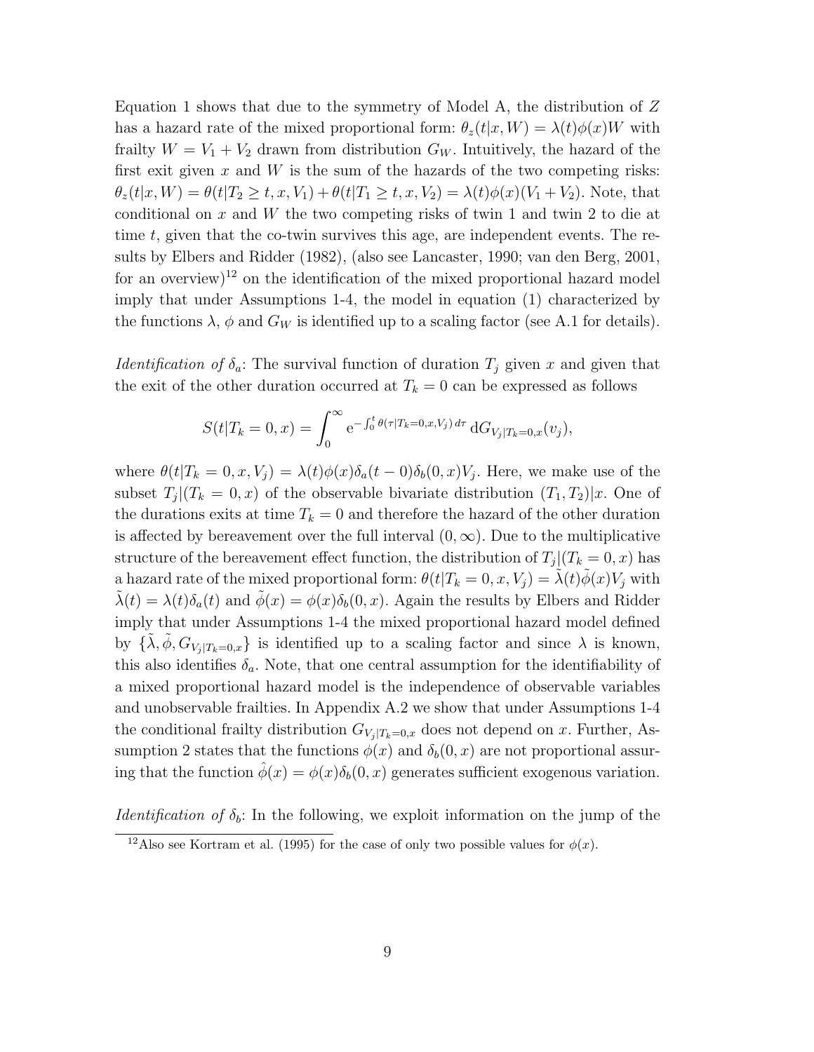Equation 1 shows that due to the symmetry of Model A, the distribution of $Z$ has a hazard rate of the mixed proportional form: $\theta_z(t|x, W) = \lambda(t)\phi(x)W$ with frailty $W = V_1 + V_2$ drawn from distribution $G_W$. Intuitively, the hazard of the first exit given $x$ and $W$ is the sum of the hazards of the two competing risks: $\theta_z(t|x, W) = \theta(t|T_2 \geq t, x, V_1) + \theta(t|T_1 \geq t, x, V_2) = \lambda(t)\phi(x)(V_1 + V_2)$. Note, that conditional on $x$ and $W$ the two competing risks of twin 1 and twin 2 to die at time $t$, given that the co-twin survives this age, are independent events. The results by Elbers and Ridder (1982), (also see Lancaster, 1990; van den Berg, 2001, for an overview)[12] on the identification of the mixed proportional hazard model imply that under Assumptions 1-4, the model in equation (1) characterized by the functions $\lambda$, $\phi$ and $G_W$ is identified up to a scaling factor (see A.1 for details).

*Identification of $\delta_a$*: The survival function of duration $T_j$ given $x$ and given that the exit of the other duration occurred at $T_k = 0$ can be expressed as follows

$$S(t|T_k = 0, x) = \int_0^\infty \mathrm{e}^{-\int_0^t \theta(\tau|T_k=0,x,V_j)\, d\tau}\, \mathrm{d}G_{V_j|T_k=0,x}(v_j),$$

where $\theta(t|T_k = 0, x, V_j) = \lambda(t)\phi(x)\delta_a(t-0)\delta_b(0, x)V_j$. Here, we make use of the subset $T_j|(T_k = 0, x)$ of the observable bivariate distribution $(T_1, T_2)|x$. One of the durations exits at time $T_k = 0$ and therefore the hazard of the other duration is affected by bereavement over the full interval $(0, \infty)$. Due to the multiplicative structure of the bereavement effect function, the distribution of $T_j|(T_k = 0, x)$ has a hazard rate of the mixed proportional form: $\theta(t|T_k = 0, x, V_j) = \tilde{\lambda}(t)\tilde{\phi}(x)V_j$ with $\tilde{\lambda}(t) = \lambda(t)\delta_a(t)$ and $\tilde{\phi}(x) = \phi(x)\delta_b(0, x)$. Again the results by Elbers and Ridder imply that under Assumptions 1-4 the mixed proportional hazard model defined by $\{\tilde{\lambda}, \tilde{\phi}, G_{V_j|T_k=0,x}\}$ is identified up to a scaling factor and since $\lambda$ is known, this also identifies $\delta_a$. Note, that one central assumption for the identifiability of a mixed proportional hazard model is the independence of observable variables and unobservable frailties. In Appendix A.2 we show that under Assumptions 1-4 the conditional frailty distribution $G_{V_j|T_k=0,x}$ does not depend on $x$. Further, Assumption 2 states that the functions $\phi(x)$ and $\delta_b(0, x)$ are not proportional assuring that the function $\hat{\phi}(x) = \phi(x)\delta_b(0, x)$ generates sufficient exogenous variation.

*Identification of $\delta_b$*: In the following, we exploit information on the jump of the

[12] Also see Kortram et al. (1995) for the case of only two possible values for $\phi(x)$.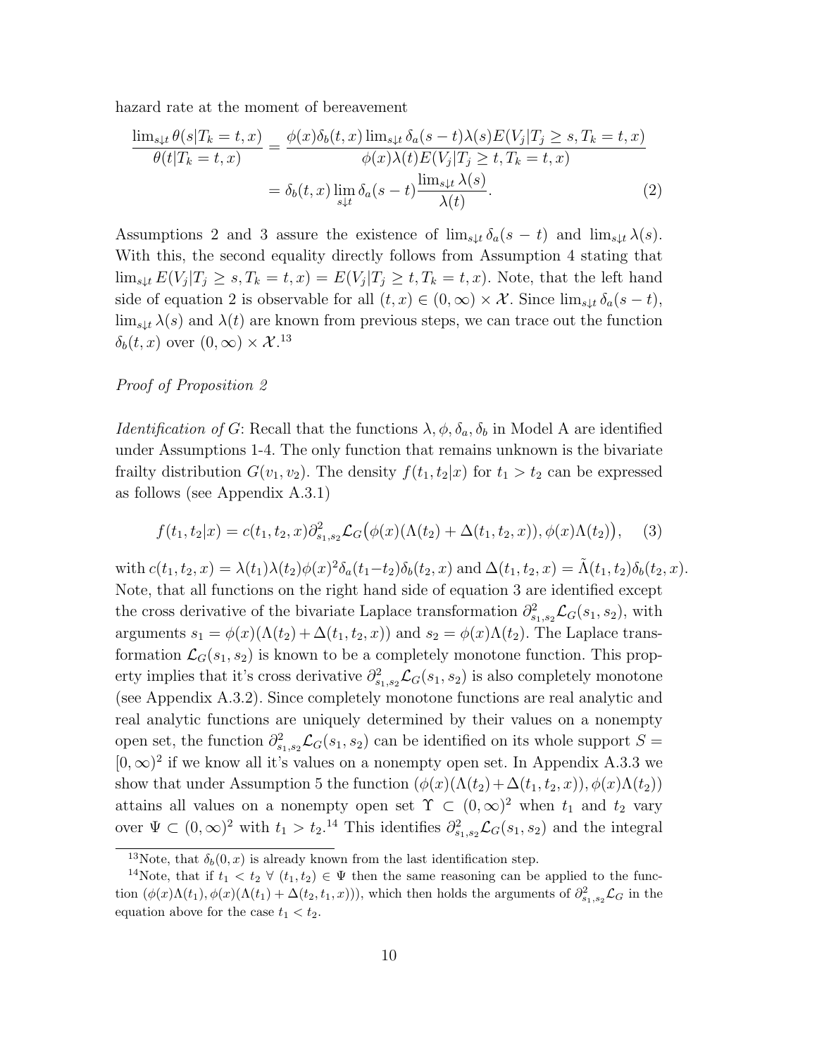hazard rate at the moment of bereavement

$$\frac{\lim_{s\downarrow t}\theta(s|T_k=t,x)}{\theta(t|T_k=t,x)} = \frac{\phi(x)\delta_b(t,x)\lim_{s\downarrow t}\delta_a(s-t)\lambda(s)E(V_j|T_j\geq s,T_k=t,x)}{\phi(x)\lambda(t)E(V_j|T_j\geq t,T_k=t,x)}$$
$$= \delta_b(t,x)\lim_{s\downarrow t}\delta_a(s-t)\frac{\lim_{s\downarrow t}\lambda(s)}{\lambda(t)}. \tag{2}$$

Assumptions 2 and 3 assure the existence of $\lim_{s\downarrow t}\delta_a(s-t)$ and $\lim_{s\downarrow t}\lambda(s)$. With this, the second equality directly follows from Assumption 4 stating that $\lim_{s\downarrow t}E(V_j|T_j\geq s,T_k=t,x)=E(V_j|T_j\geq t,T_k=t,x)$. Note, that the left hand side of equation 2 is observable for all $(t,x)\in(0,\infty)\times\mathcal{X}$. Since $\lim_{s\downarrow t}\delta_a(s-t)$, $\lim_{s\downarrow t}\lambda(s)$ and $\lambda(t)$ are known from previous steps, we can trace out the function $\delta_b(t,x)$ over $(0,\infty)\times\mathcal{X}$.[13]

*Proof of Proposition 2*

*Identification of G*: Recall that the functions $\lambda,\phi,\delta_a,\delta_b$ in Model A are identified under Assumptions 1-4. The only function that remains unknown is the bivariate frailty distribution $G(v_1,v_2)$. The density $f(t_1,t_2|x)$ for $t_1>t_2$ can be expressed as follows (see Appendix A.3.1)

$$f(t_1,t_2|x)=c(t_1,t_2,x)\partial^2_{s_1,s_2}\mathcal{L}_G\big(\phi(x)(\Lambda(t_2)+\Delta(t_1,t_2,x)),\phi(x)\Lambda(t_2)\big), \tag{3}$$

with $c(t_1,t_2,x)=\lambda(t_1)\lambda(t_2)\phi(x)^2\delta_a(t_1-t_2)\delta_b(t_2,x)$ and $\Delta(t_1,t_2,x)=\tilde{\Lambda}(t_1,t_2)\delta_b(t_2,x)$. Note, that all functions on the right hand side of equation 3 are identified except the cross derivative of the bivariate Laplace transformation $\partial^2_{s_1,s_2}\mathcal{L}_G(s_1,s_2)$, with arguments $s_1=\phi(x)(\Lambda(t_2)+\Delta(t_1,t_2,x))$ and $s_2=\phi(x)\Lambda(t_2)$. The Laplace transformation $\mathcal{L}_G(s_1,s_2)$ is known to be a completely monotone function. This property implies that it's cross derivative $\partial^2_{s_1,s_2}\mathcal{L}_G(s_1,s_2)$ is also completely monotone (see Appendix A.3.2). Since completely monotone functions are real analytic and real analytic functions are uniquely determined by their values on a nonempty open set, the function $\partial^2_{s_1,s_2}\mathcal{L}_G(s_1,s_2)$ can be identified on its whole support $S=[0,\infty)^2$ if we know all it's values on a nonempty open set. In Appendix A.3.3 we show that under Assumption 5 the function $(\phi(x)(\Lambda(t_2)+\Delta(t_1,t_2,x)),\phi(x)\Lambda(t_2))$ attains all values on a nonempty open set $\Upsilon\subset(0,\infty)^2$ when $t_1$ and $t_2$ vary over $\Psi\subset(0,\infty)^2$ with $t_1>t_2$.[14] This identifies $\partial^2_{s_1,s_2}\mathcal{L}_G(s_1,s_2)$ and the integral

[13] Note, that $\delta_b(0,x)$ is already known from the last identification step.

[14] Note, that if $t_1<t_2\ \forall\ (t_1,t_2)\in\Psi$ then the same reasoning can be applied to the function $(\phi(x)\Lambda(t_1),\phi(x)(\Lambda(t_1)+\Delta(t_2,t_1,x)))$, which then holds the arguments of $\partial^2_{s_1,s_2}\mathcal{L}_G$ in the equation above for the case $t_1<t_2$.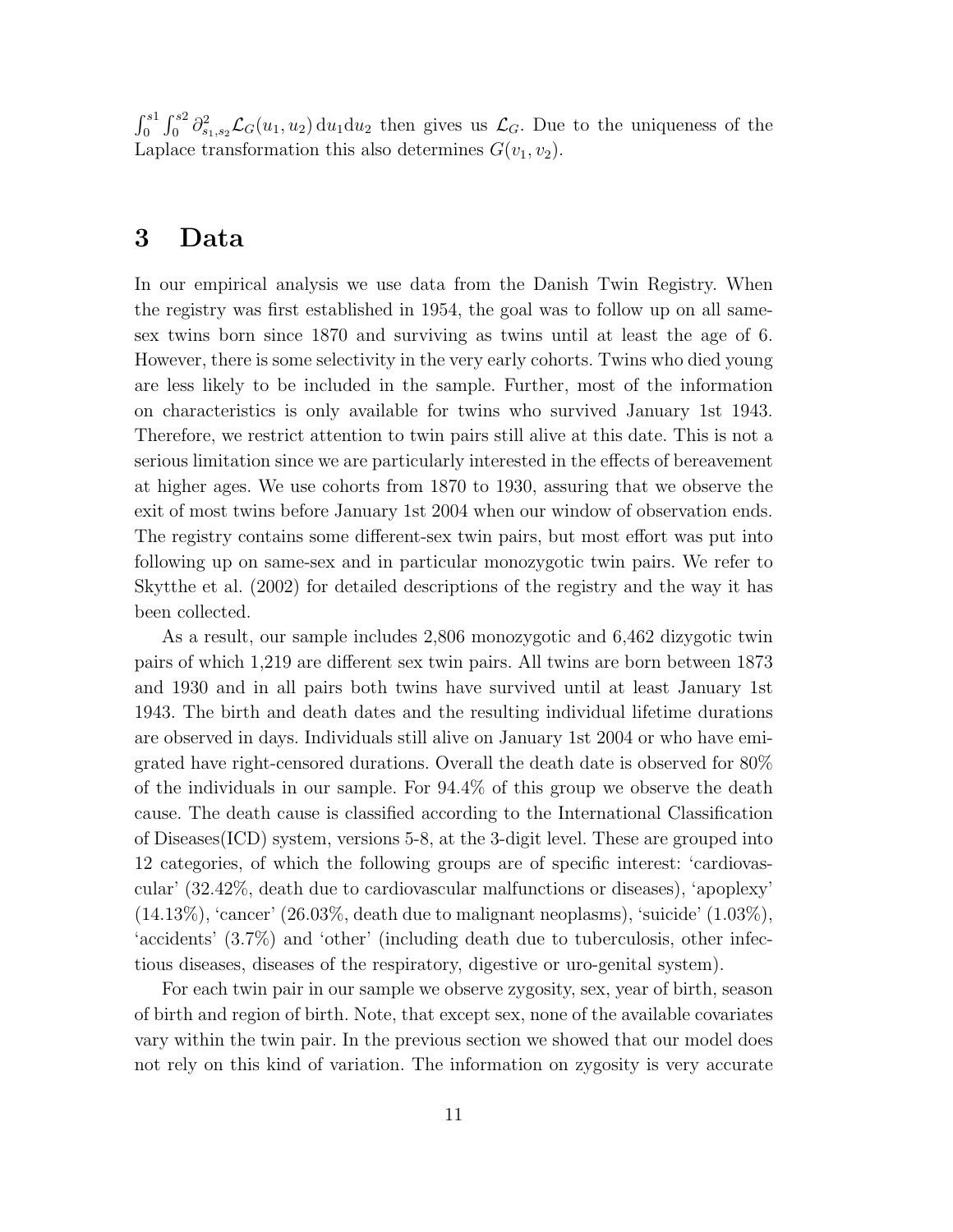$\int_0^{s1}\int_0^{s2} \partial^2_{s_1,s_2}\mathcal{L}_G(u_1,u_2)\,\mathrm{d}u_1\mathrm{d}u_2$ then gives us $\mathcal{L}_G$. Due to the uniqueness of the Laplace transformation this also determines $G(v_1, v_2)$.

# 3 Data

In our empirical analysis we use data from the Danish Twin Registry. When the registry was first established in 1954, the goal was to follow up on all same-sex twins born since 1870 and surviving as twins until at least the age of 6. However, there is some selectivity in the very early cohorts. Twins who died young are less likely to be included in the sample. Further, most of the information on characteristics is only available for twins who survived January 1st 1943. Therefore, we restrict attention to twin pairs still alive at this date. This is not a serious limitation since we are particularly interested in the effects of bereavement at higher ages. We use cohorts from 1870 to 1930, assuring that we observe the exit of most twins before January 1st 2004 when our window of observation ends. The registry contains some different-sex twin pairs, but most effort was put into following up on same-sex and in particular monozygotic twin pairs. We refer to Skytthe et al. (2002) for detailed descriptions of the registry and the way it has been collected.

As a result, our sample includes 2,806 monozygotic and 6,462 dizygotic twin pairs of which 1,219 are different sex twin pairs. All twins are born between 1873 and 1930 and in all pairs both twins have survived until at least January 1st 1943. The birth and death dates and the resulting individual lifetime durations are observed in days. Individuals still alive on January 1st 2004 or who have emigrated have right-censored durations. Overall the death date is observed for 80% of the individuals in our sample. For 94.4% of this group we observe the death cause. The death cause is classified according to the International Classification of Diseases(ICD) system, versions 5-8, at the 3-digit level. These are grouped into 12 categories, of which the following groups are of specific interest: 'cardiovascular' (32.42%, death due to cardiovascular malfunctions or diseases), 'apoplexy' (14.13%), 'cancer' (26.03%, death due to malignant neoplasms), 'suicide' (1.03%), 'accidents' (3.7%) and 'other' (including death due to tuberculosis, other infectious diseases, diseases of the respiratory, digestive or uro-genital system).

For each twin pair in our sample we observe zygosity, sex, year of birth, season of birth and region of birth. Note, that except sex, none of the available covariates vary within the twin pair. In the previous section we showed that our model does not rely on this kind of variation. The information on zygosity is very accurate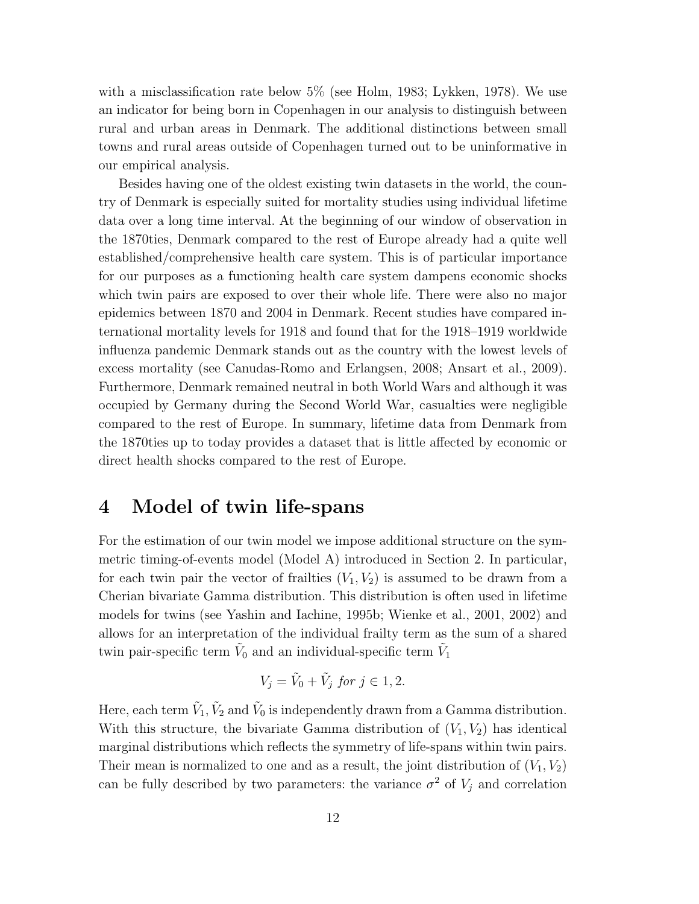with a misclassification rate below 5% (see Holm, 1983; Lykken, 1978). We use an indicator for being born in Copenhagen in our analysis to distinguish between rural and urban areas in Denmark. The additional distinctions between small towns and rural areas outside of Copenhagen turned out to be uninformative in our empirical analysis.

Besides having one of the oldest existing twin datasets in the world, the country of Denmark is especially suited for mortality studies using individual lifetime data over a long time interval. At the beginning of our window of observation in the 1870ties, Denmark compared to the rest of Europe already had a quite well established/comprehensive health care system. This is of particular importance for our purposes as a functioning health care system dampens economic shocks which twin pairs are exposed to over their whole life. There were also no major epidemics between 1870 and 2004 in Denmark. Recent studies have compared international mortality levels for 1918 and found that for the 1918–1919 worldwide influenza pandemic Denmark stands out as the country with the lowest levels of excess mortality (see Canudas-Romo and Erlangsen, 2008; Ansart et al., 2009). Furthermore, Denmark remained neutral in both World Wars and although it was occupied by Germany during the Second World War, casualties were negligible compared to the rest of Europe. In summary, lifetime data from Denmark from the 1870ties up to today provides a dataset that is little affected by economic or direct health shocks compared to the rest of Europe.

# 4 Model of twin life-spans

For the estimation of our twin model we impose additional structure on the symmetric timing-of-events model (Model A) introduced in Section 2. In particular, for each twin pair the vector of frailties $(V_1, V_2)$ is assumed to be drawn from a Cherian bivariate Gamma distribution. This distribution is often used in lifetime models for twins (see Yashin and Iachine, 1995b; Wienke et al., 2001, 2002) and allows for an interpretation of the individual frailty term as the sum of a shared twin pair-specific term $\tilde{V}_0$ and an individual-specific term $\tilde{V}_1$

$$V_j = \tilde{V}_0 + \tilde{V}_j \; for \; j \in 1, 2.$$

Here, each term $\tilde{V}_1, \tilde{V}_2$ and $\tilde{V}_0$ is independently drawn from a Gamma distribution. With this structure, the bivariate Gamma distribution of $(V_1, V_2)$ has identical marginal distributions which reflects the symmetry of life-spans within twin pairs. Their mean is normalized to one and as a result, the joint distribution of $(V_1, V_2)$ can be fully described by two parameters: the variance $\sigma^2$ of $V_j$ and correlation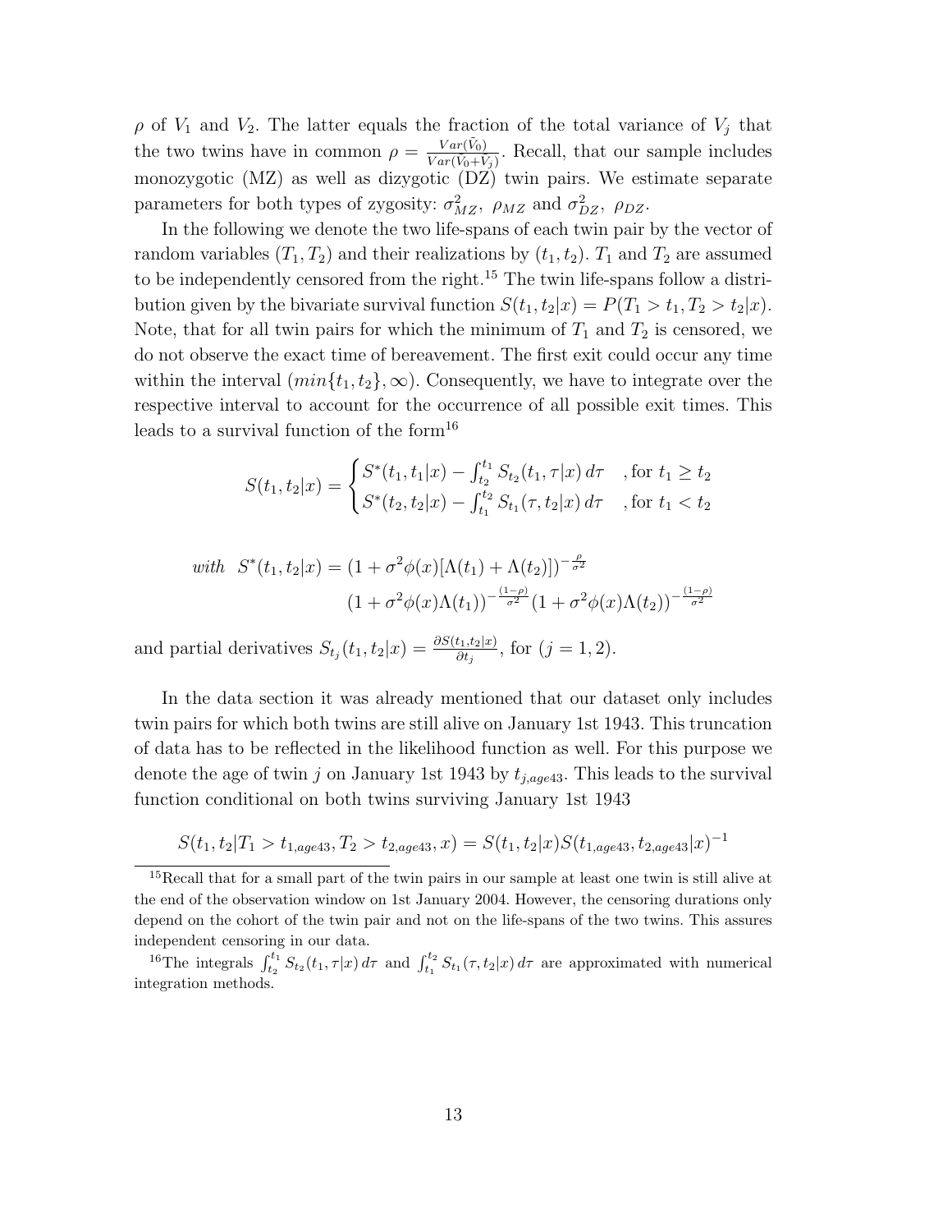$\rho$ of $V_1$ and $V_2$. The latter equals the fraction of the total variance of $V_j$ that the two twins have in common $\rho = \frac{Var(\tilde{V}_0)}{Var(\tilde{V}_0+\tilde{V}_j)}$. Recall, that our sample includes monozygotic (MZ) as well as dizygotic (DZ) twin pairs. We estimate separate parameters for both types of zygosity: $\sigma^2_{MZ},\ \rho_{MZ}$ and $\sigma^2_{DZ},\ \rho_{DZ}$.

In the following we denote the two life-spans of each twin pair by the vector of random variables $(T_1, T_2)$ and their realizations by $(t_1, t_2)$. $T_1$ and $T_2$ are assumed to be independently censored from the right.[15] The twin life-spans follow a distribution given by the bivariate survival function $S(t_1, t_2|x) = P(T_1 > t_1, T_2 > t_2|x)$. Note, that for all twin pairs for which the minimum of $T_1$ and $T_2$ is censored, we do not observe the exact time of bereavement. The first exit could occur any time within the interval $(min\{t_1, t_2\}, \infty)$. Consequently, we have to integrate over the respective interval to account for the occurrence of all possible exit times. This leads to a survival function of the form[16]

$$S(t_1, t_2|x) = \begin{cases} S^*(t_1, t_1|x) - \int_{t_2}^{t_1} S_{t_2}(t_1, \tau|x)\, d\tau & \text{, for } t_1 \geq t_2 \\ S^*(t_2, t_2|x) - \int_{t_1}^{t_2} S_{t_1}(\tau, t_2|x)\, d\tau & \text{, for } t_1 < t_2 \end{cases}$$

$$with \quad S^*(t_1, t_2|x) = (1 + \sigma^2\phi(x)[\Lambda(t_1) + \Lambda(t_2)])^{-\frac{\rho}{\sigma^2}}$$
$$(1 + \sigma^2\phi(x)\Lambda(t_1))^{-\frac{(1-\rho)}{\sigma^2}}(1 + \sigma^2\phi(x)\Lambda(t_2))^{-\frac{(1-\rho)}{\sigma^2}}$$

and partial derivatives $S_{t_j}(t_1, t_2|x) = \frac{\partial S(t_1,t_2|x)}{\partial t_j}$, for $(j = 1, 2)$.

In the data section it was already mentioned that our dataset only includes twin pairs for which both twins are still alive on January 1st 1943. This truncation of data has to be reflected in the likelihood function as well. For this purpose we denote the age of twin $j$ on January 1st 1943 by $t_{j,age43}$. This leads to the survival function conditional on both twins surviving January 1st 1943

$$S(t_1, t_2|T_1 > t_{1,age43}, T_2 > t_{2,age43}, x) = S(t_1, t_2|x)S(t_{1,age43}, t_{2,age43}|x)^{-1}$$

[15] Recall that for a small part of the twin pairs in our sample at least one twin is still alive at the end of the observation window on 1st January 2004. However, the censoring durations only depend on the cohort of the twin pair and not on the life-spans of the two twins. This assures independent censoring in our data.

[16] The integrals $\int_{t_2}^{t_1} S_{t_2}(t_1, \tau|x)\, d\tau$ and $\int_{t_1}^{t_2} S_{t_1}(\tau, t_2|x)\, d\tau$ are approximated with numerical integration methods.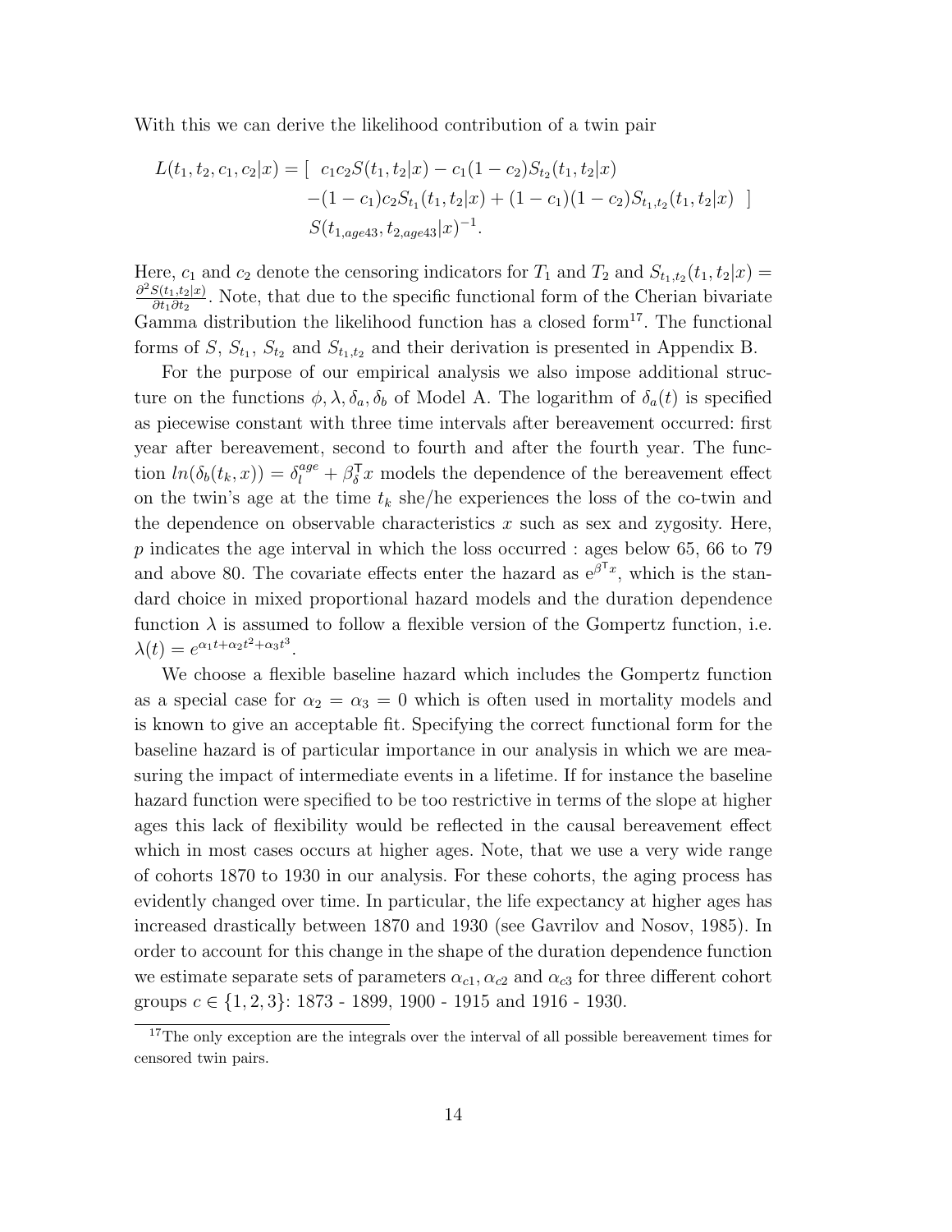With this we can derive the likelihood contribution of a twin pair

$$
\begin{aligned}
L(t_1, t_2, c_1, c_2|x) = [ \;& c_1 c_2 S(t_1, t_2|x) - c_1(1-c_2) S_{t_2}(t_1, t_2|x) \\
& -(1-c_1) c_2 S_{t_1}(t_1, t_2|x) + (1-c_1)(1-c_2) S_{t_1,t_2}(t_1, t_2|x) \; ] \\
& S(t_{1,age43}, t_{2,age43}|x)^{-1}.
\end{aligned}
$$

Here, $c_1$ and $c_2$ denote the censoring indicators for $T_1$ and $T_2$ and $S_{t_1,t_2}(t_1, t_2|x) = \frac{\partial^2 S(t_1,t_2|x)}{\partial t_1 \partial t_2}$. Note, that due to the specific functional form of the Cherian bivariate Gamma distribution the likelihood function has a closed form[17]. The functional forms of $S$, $S_{t_1}$, $S_{t_2}$ and $S_{t_1,t_2}$ and their derivation is presented in Appendix B.

For the purpose of our empirical analysis we also impose additional structure on the functions $\phi, \lambda, \delta_a, \delta_b$ of Model A. The logarithm of $\delta_a(t)$ is specified as piecewise constant with three time intervals after bereavement occurred: first year after bereavement, second to fourth and after the fourth year. The function $ln(\delta_b(t_k, x)) = \delta_l^{age} + \beta_\delta^\intercal x$ models the dependence of the bereavement effect on the twin's age at the time $t_k$ she/he experiences the loss of the co-twin and the dependence on observable characteristics $x$ such as sex and zygosity. Here, $p$ indicates the age interval in which the loss occurred : ages below 65, 66 to 79 and above 80. The covariate effects enter the hazard as $e^{\beta^\intercal x}$, which is the standard choice in mixed proportional hazard models and the duration dependence function $\lambda$ is assumed to follow a flexible version of the Gompertz function, i.e. $\lambda(t) = e^{\alpha_1 t + \alpha_2 t^2 + \alpha_3 t^3}$.

We choose a flexible baseline hazard which includes the Gompertz function as a special case for $\alpha_2 = \alpha_3 = 0$ which is often used in mortality models and is known to give an acceptable fit. Specifying the correct functional form for the baseline hazard is of particular importance in our analysis in which we are measuring the impact of intermediate events in a lifetime. If for instance the baseline hazard function were specified to be too restrictive in terms of the slope at higher ages this lack of flexibility would be reflected in the causal bereavement effect which in most cases occurs at higher ages. Note, that we use a very wide range of cohorts 1870 to 1930 in our analysis. For these cohorts, the aging process has evidently changed over time. In particular, the life expectancy at higher ages has increased drastically between 1870 and 1930 (see Gavrilov and Nosov, 1985). In order to account for this change in the shape of the duration dependence function we estimate separate sets of parameters $\alpha_{c1}, \alpha_{c2}$ and $\alpha_{c3}$ for three different cohort groups $c \in \{1, 2, 3\}$: 1873 - 1899, 1900 - 1915 and 1916 - 1930.

[17] The only exception are the integrals over the interval of all possible bereavement times for censored twin pairs.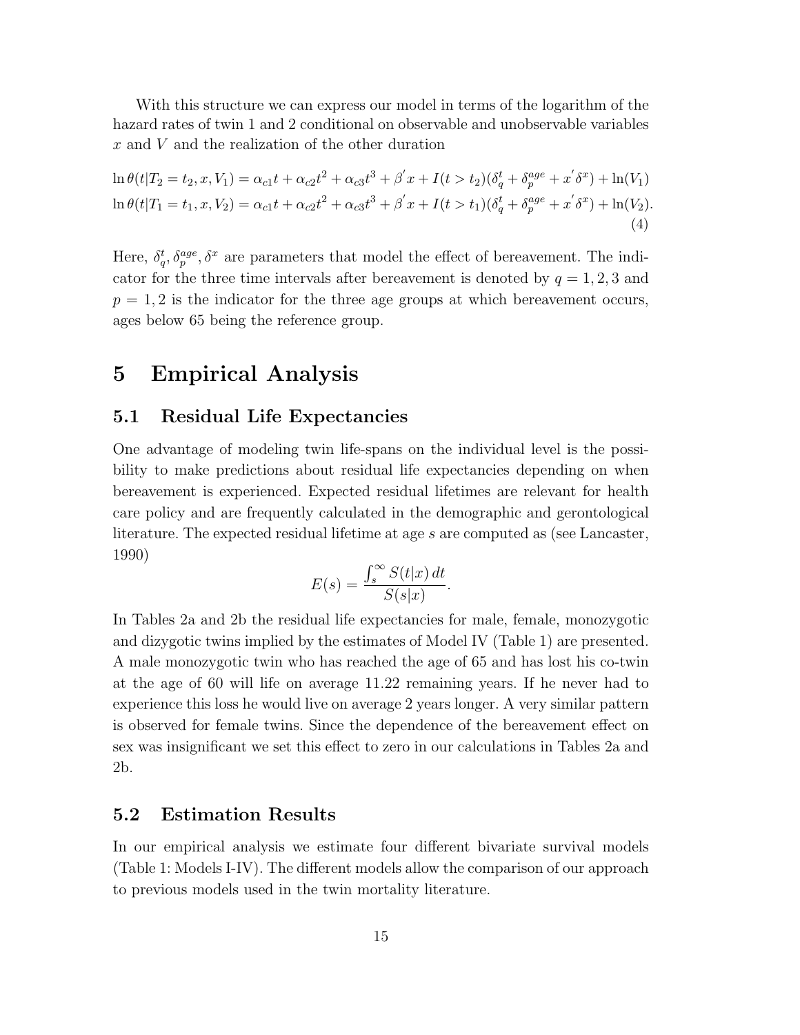With this structure we can express our model in terms of the logarithm of the hazard rates of twin 1 and 2 conditional on observable and unobservable variables $x$ and $V$ and the realization of the other duration

$$
\begin{aligned}
\ln \theta(t|T_2 = t_2, x, V_1) &= \alpha_{c1} t + \alpha_{c2} t^2 + \alpha_{c3} t^3 + \beta' x + I(t > t_2)(\delta_q^t + \delta_p^{age} + x' \delta^x) + \ln(V_1) \\
\ln \theta(t|T_1 = t_1, x, V_2) &= \alpha_{c1} t + \alpha_{c2} t^2 + \alpha_{c3} t^3 + \beta' x + I(t > t_1)(\delta_q^t + \delta_p^{age} + x' \delta^x) + \ln(V_2).
\end{aligned}
\tag{4}
$$

Here, $\delta_q^t, \delta_p^{age}, \delta^x$ are parameters that model the effect of bereavement. The indicator for the three time intervals after bereavement is denoted by $q = 1, 2, 3$ and $p = 1, 2$ is the indicator for the three age groups at which bereavement occurs, ages below 65 being the reference group.

# 5 Empirical Analysis

## 5.1 Residual Life Expectancies

One advantage of modeling twin life-spans on the individual level is the possibility to make predictions about residual life expectancies depending on when bereavement is experienced. Expected residual lifetimes are relevant for health care policy and are frequently calculated in the demographic and gerontological literature. The expected residual lifetime at age $s$ are computed as (see Lancaster, 1990)

$$
E(s) = \frac{\int_s^\infty S(t|x)\, dt}{S(s|x)}.
$$

In Tables 2a and 2b the residual life expectancies for male, female, monozygotic and dizygotic twins implied by the estimates of Model IV (Table 1) are presented. A male monozygotic twin who has reached the age of 65 and has lost his co-twin at the age of 60 will life on average 11.22 remaining years. If he never had to experience this loss he would live on average 2 years longer. A very similar pattern is observed for female twins. Since the dependence of the bereavement effect on sex was insignificant we set this effect to zero in our calculations in Tables 2a and 2b.

## 5.2 Estimation Results

In our empirical analysis we estimate four different bivariate survival models (Table 1: Models I-IV). The different models allow the comparison of our approach to previous models used in the twin mortality literature.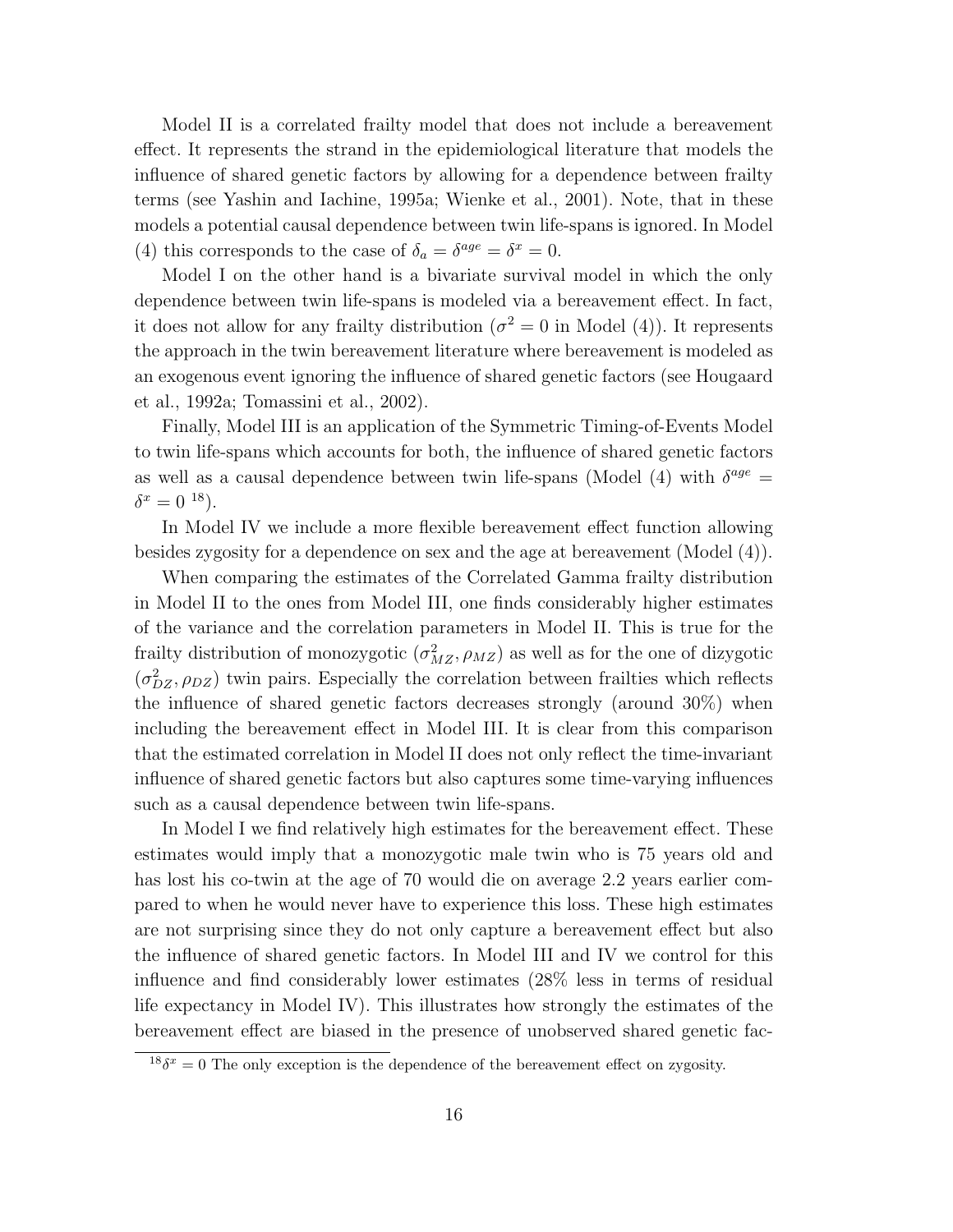Model II is a correlated frailty model that does not include a bereavement effect. It represents the strand in the epidemiological literature that models the influence of shared genetic factors by allowing for a dependence between frailty terms (see Yashin and Iachine, 1995a; Wienke et al., 2001). Note, that in these models a potential causal dependence between twin life-spans is ignored. In Model (4) this corresponds to the case of $\delta_a = \delta^{age} = \delta^x = 0$.

Model I on the other hand is a bivariate survival model in which the only dependence between twin life-spans is modeled via a bereavement effect. In fact, it does not allow for any frailty distribution ($\sigma^2 = 0$ in Model (4)). It represents the approach in the twin bereavement literature where bereavement is modeled as an exogenous event ignoring the influence of shared genetic factors (see Hougaard et al., 1992a; Tomassini et al., 2002).

Finally, Model III is an application of the Symmetric Timing-of-Events Model to twin life-spans which accounts for both, the influence of shared genetic factors as well as a causal dependence between twin life-spans (Model (4) with $\delta^{age} = \delta^x = 0$ [18]).

In Model IV we include a more flexible bereavement effect function allowing besides zygosity for a dependence on sex and the age at bereavement (Model (4)).

When comparing the estimates of the Correlated Gamma frailty distribution in Model II to the ones from Model III, one finds considerably higher estimates of the variance and the correlation parameters in Model II. This is true for the frailty distribution of monozygotic ($\sigma^2_{MZ}, \rho_{MZ}$) as well as for the one of dizygotic ($\sigma^2_{DZ}, \rho_{DZ}$) twin pairs. Especially the correlation between frailties which reflects the influence of shared genetic factors decreases strongly (around 30%) when including the bereavement effect in Model III. It is clear from this comparison that the estimated correlation in Model II does not only reflect the time-invariant influence of shared genetic factors but also captures some time-varying influences such as a causal dependence between twin life-spans.

In Model I we find relatively high estimates for the bereavement effect. These estimates would imply that a monozygotic male twin who is 75 years old and has lost his co-twin at the age of 70 would die on average 2.2 years earlier compared to when he would never have to experience this loss. These high estimates are not surprising since they do not only capture a bereavement effect but also the influence of shared genetic factors. In Model III and IV we control for this influence and find considerably lower estimates (28% less in terms of residual life expectancy in Model IV). This illustrates how strongly the estimates of the bereavement effect are biased in the presence of unobserved shared genetic fac-

[18] $\delta^x = 0$ The only exception is the dependence of the bereavement effect on zygosity.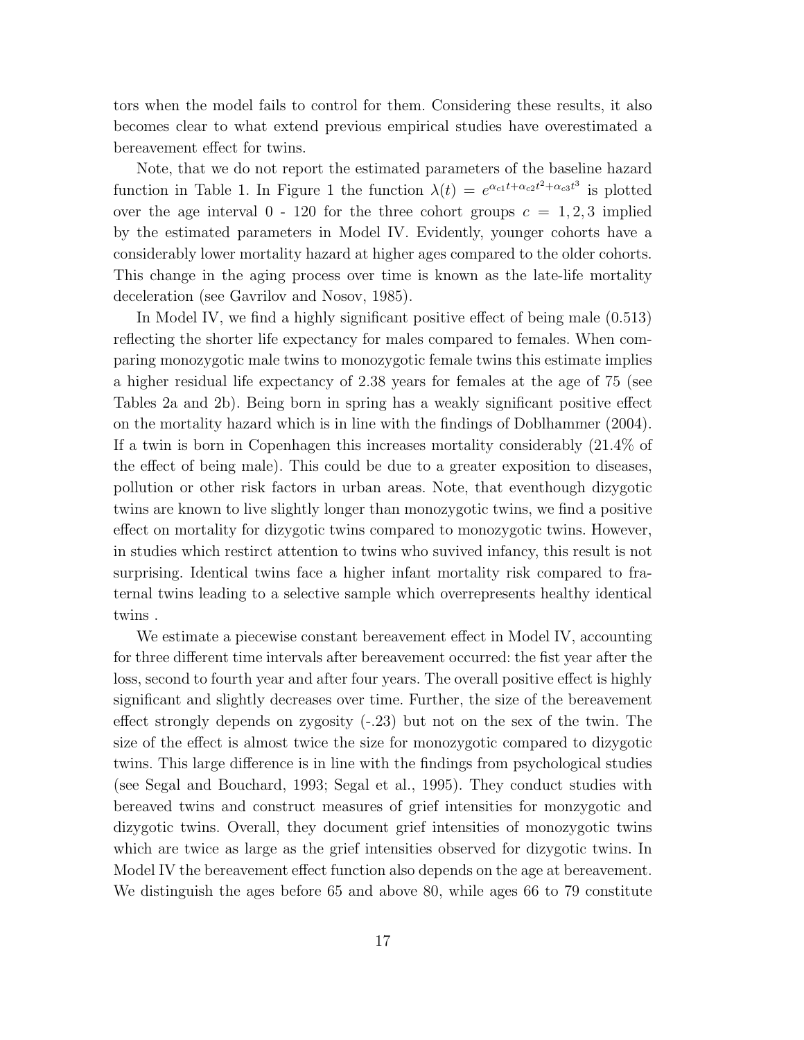tors when the model fails to control for them. Considering these results, it also becomes clear to what extend previous empirical studies have overestimated a bereavement effect for twins.

Note, that we do not report the estimated parameters of the baseline hazard function in Table 1. In Figure 1 the function $\lambda(t) = e^{\alpha_{c1}t+\alpha_{c2}t^2+\alpha_{c3}t^3}$ is plotted over the age interval 0 - 120 for the three cohort groups $c = 1, 2, 3$ implied by the estimated parameters in Model IV. Evidently, younger cohorts have a considerably lower mortality hazard at higher ages compared to the older cohorts. This change in the aging process over time is known as the late-life mortality deceleration (see Gavrilov and Nosov, 1985).

In Model IV, we find a highly significant positive effect of being male (0.513) reflecting the shorter life expectancy for males compared to females. When comparing monozygotic male twins to monozygotic female twins this estimate implies a higher residual life expectancy of 2.38 years for females at the age of 75 (see Tables 2a and 2b). Being born in spring has a weakly significant positive effect on the mortality hazard which is in line with the findings of Doblhammer (2004). If a twin is born in Copenhagen this increases mortality considerably (21.4% of the effect of being male). This could be due to a greater exposition to diseases, pollution or other risk factors in urban areas. Note, that eventhough dizygotic twins are known to live slightly longer than monozygotic twins, we find a positive effect on mortality for dizygotic twins compared to monozygotic twins. However, in studies which restirct attention to twins who suvived infancy, this result is not surprising. Identical twins face a higher infant mortality risk compared to fraternal twins leading to a selective sample which overrepresents healthy identical twins .

We estimate a piecewise constant bereavement effect in Model IV, accounting for three different time intervals after bereavement occurred: the fist year after the loss, second to fourth year and after four years. The overall positive effect is highly significant and slightly decreases over time. Further, the size of the bereavement effect strongly depends on zygosity (-.23) but not on the sex of the twin. The size of the effect is almost twice the size for monozygotic compared to dizygotic twins. This large difference is in line with the findings from psychological studies (see Segal and Bouchard, 1993; Segal et al., 1995). They conduct studies with bereaved twins and construct measures of grief intensities for monzygotic and dizygotic twins. Overall, they document grief intensities of monozygotic twins which are twice as large as the grief intensities observed for dizygotic twins. In Model IV the bereavement effect function also depends on the age at bereavement. We distinguish the ages before 65 and above 80, while ages 66 to 79 constitute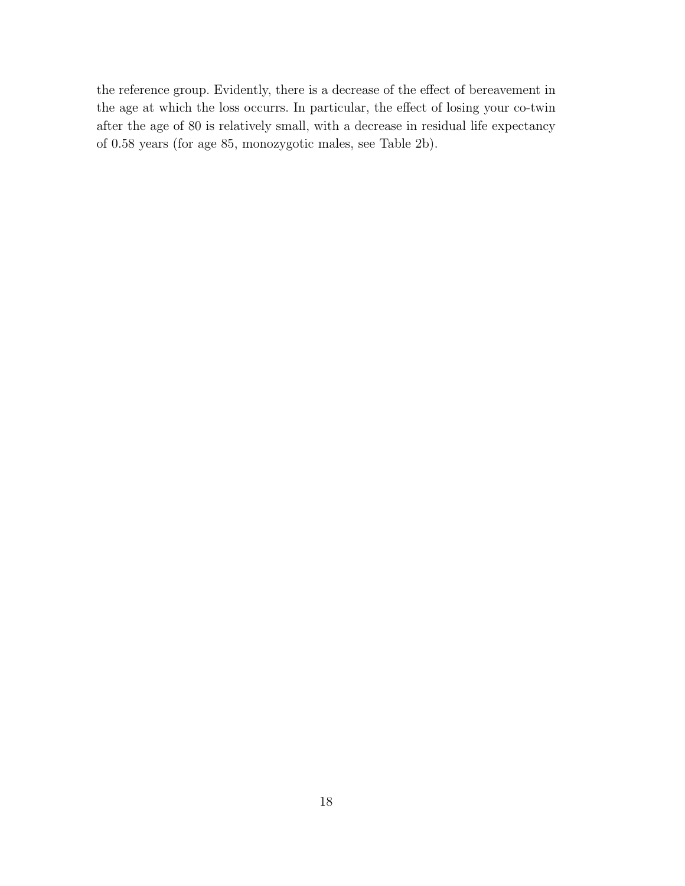the reference group. Evidently, there is a decrease of the effect of bereavement in the age at which the loss occurrs. In particular, the effect of losing your co-twin after the age of 80 is relatively small, with a decrease in residual life expectancy of 0.58 years (for age 85, monozygotic males, see Table 2b).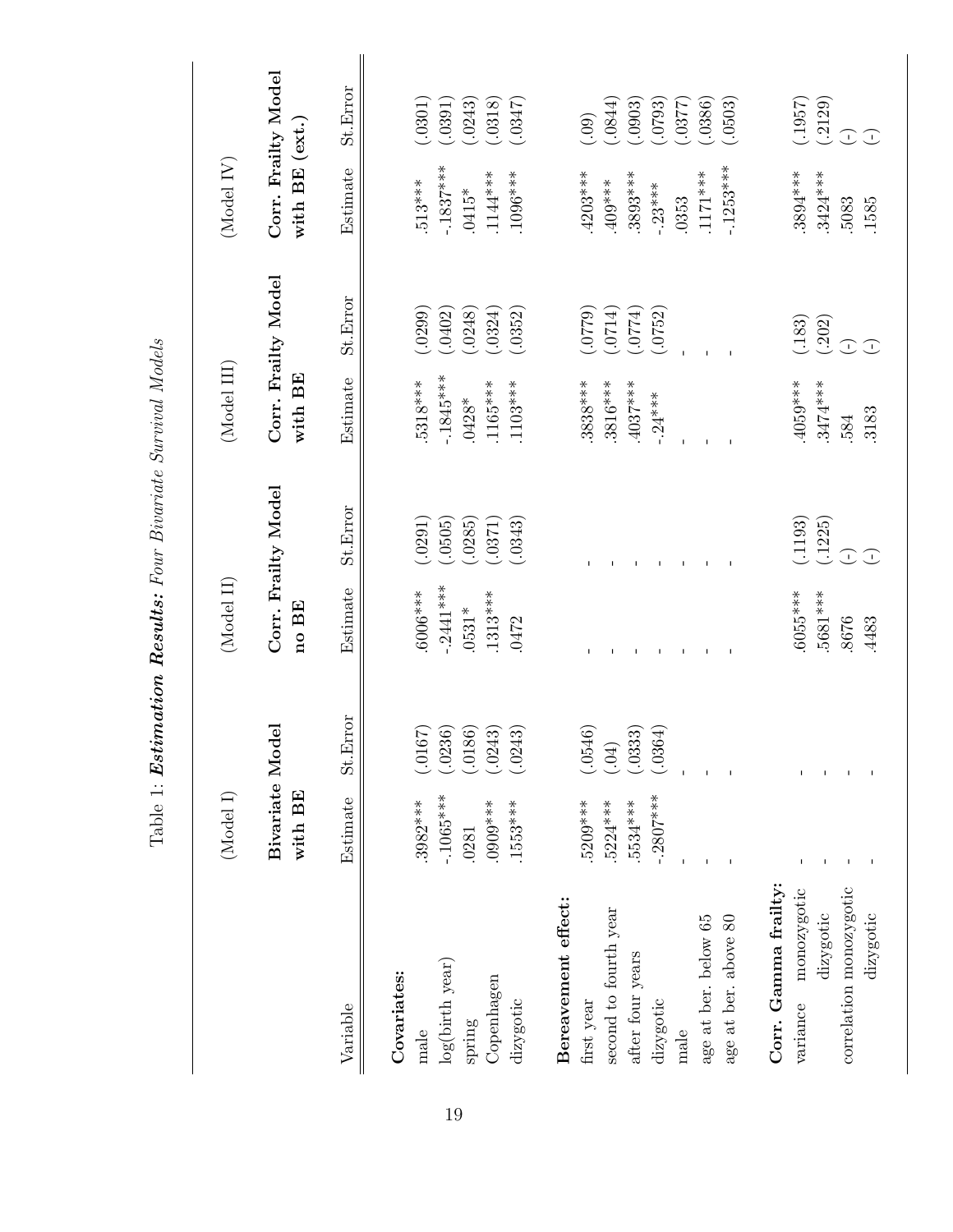Table 1: ***Estimation Results:*** *Four Bivariate Survival Models*

| Variable | (Model I) | | (Model II) | | (Model III) | | (Model IV) | |
|---|---|---|---|---|---|---|---|---|
| | **Bivariate Model with BE** | | **Corr. Frailty Model no BE** | | **Corr. Frailty Model with BE** | | **Corr. Frailty Model with BE (ext.)** | |
| | Estimate | St.Error | Estimate | St.Error | Estimate | St.Error | Estimate | St.Error |
| **Covariates:** | | | | | | | | |
| male | .3982*** | (.0167) | .6006*** | (.0291) | .5318*** | (.0299) | .513*** | (.0301) |
| log(birth year) | -.1065*** | (.0236) | -.2441*** | (.0505) | -.1845*** | (.0402) | -.1837*** | (.0391) |
| spring | .0281 | (.0186) | .0531* | (.0285) | .0428* | (.0248) | .0415* | (.0243) |
| Copenhagen | .0909*** | (.0243) | .1313*** | (.0371) | .1165*** | (.0324) | .1144*** | (.0318) |
| dizygotic | .1553*** | (.0243) | .0472 | (.0343) | .1103*** | (.0352) | .1096*** | (.0347) |
| **Bereavement effect:** | | | | | | | | |
| first year | .5209*** | (.0546) | - | - | .3838*** | (.0779) | .4203*** | (.09) |
| second to fourth year | .5224*** | (.04) | - | - | .3816*** | (.0714) | .409*** | (.0844) |
| after four years | .5534*** | (.0333) | - | - | .4037*** | (.0774) | .3893*** | (.0903) |
| dizygotic | -.2807*** | (.0364) | - | - | -.24*** | (.0752) | -.23*** | (.0793) |
| male | - | - | - | - | - | - | .0353 | (.0377) |
| age at ber. below 65 | - | - | - | - | - | - | .1171*** | (.0386) |
| age at ber. above 80 | - | - | - | - | - | - | -.1253*** | (.0503) |
| **Corr. Gamma frailty:** | | | | | | | | |
| variance monozygotic | - | - | .6055*** | (.1193) | .4059*** | (.183) | .3894*** | (.1957) |
| dizygotic | - | - | .5681*** | (.1225) | .3474*** | (.202) | .3424*** | (.2129) |
| correlation monozygotic | - | - | .8676 | (-) | .584 | (-) | .5083 | (-) |
| dizygotic | - | - | .4483 | (-) | .3183 | (-) | .1585 | (-) |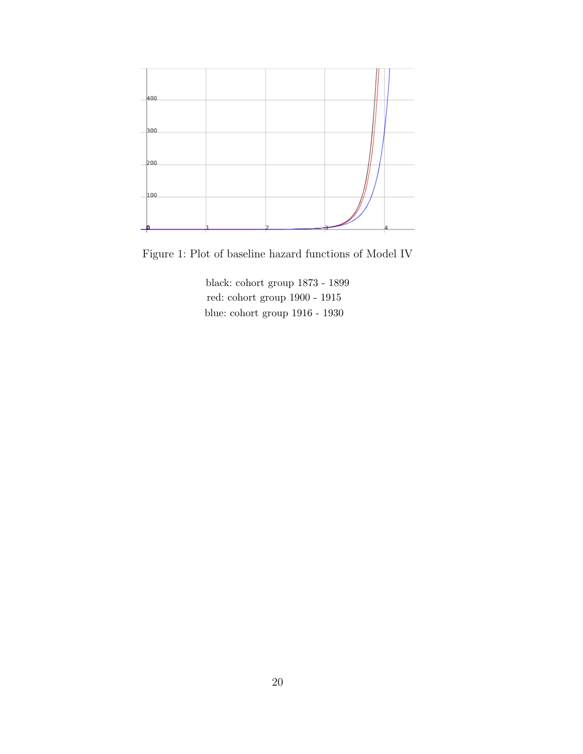Figure 1: Plot of baseline hazard functions of Model IV

black: cohort group 1873 - 1899
red: cohort group 1900 - 1915
blue: cohort group 1916 - 1930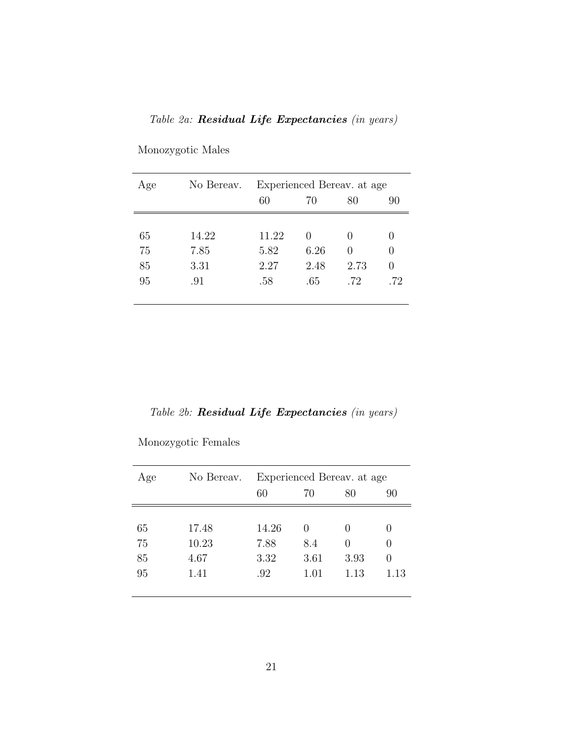*Table 2a:* ***Residual Life Expectancies*** *(in years)*

Monozygotic Males

| Age | No Bereav. | Experienced Bereav. at age | | | |
|---|---|---|---|---|---|
| | | 60 | 70 | 80 | 90 |
| 65 | 14.22 | 11.22 | 0 | 0 | 0 |
| 75 | 7.85 | 5.82 | 6.26 | 0 | 0 |
| 85 | 3.31 | 2.27 | 2.48 | 2.73 | 0 |
| 95 | .91 | .58 | .65 | .72 | .72 |

*Table 2b:* ***Residual Life Expectancies*** *(in years)*

Monozygotic Females

| Age | No Bereav. | Experienced Bereav. at age | | | |
|---|---|---|---|---|---|
| | | 60 | 70 | 80 | 90 |
| 65 | 17.48 | 14.26 | 0 | 0 | 0 |
| 75 | 10.23 | 7.88 | 8.4 | 0 | 0 |
| 85 | 4.67 | 3.32 | 3.61 | 3.93 | 0 |
| 95 | 1.41 | .92 | 1.01 | 1.13 | 1.13 |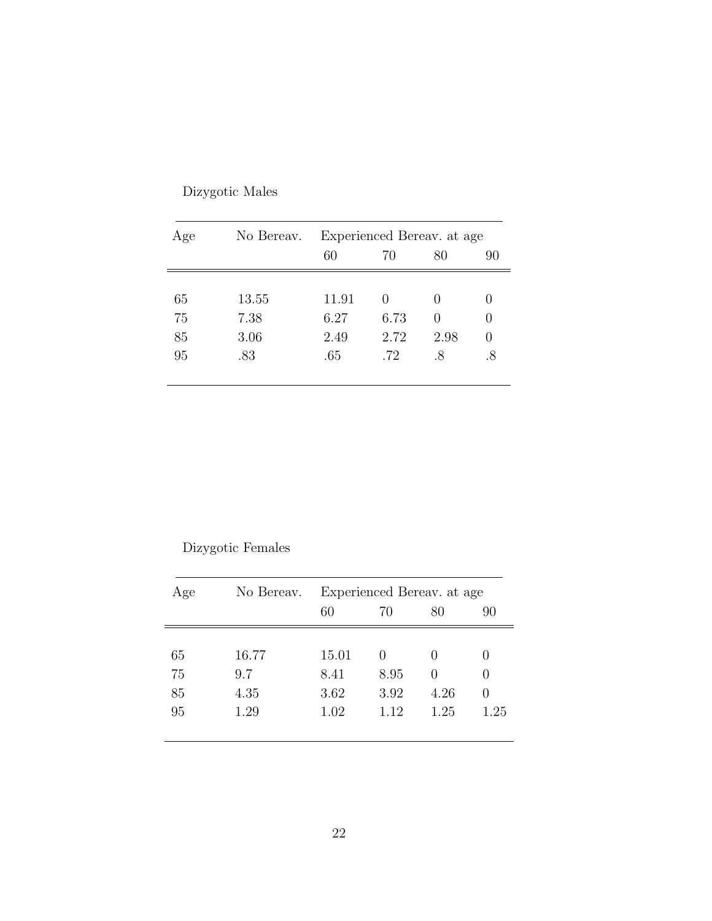Dizygotic Males

| Age | No Bereav. | Experienced Bereav. at age | | | |
|---|---|---|---|---|---|
| | | 60 | 70 | 80 | 90 |
| 65 | 13.55 | 11.91 | 0 | 0 | 0 |
| 75 | 7.38 | 6.27 | 6.73 | 0 | 0 |
| 85 | 3.06 | 2.49 | 2.72 | 2.98 | 0 |
| 95 | .83 | .65 | .72 | .8 | .8 |

Dizygotic Females

| Age | No Bereav. | Experienced Bereav. at age | | | |
|---|---|---|---|---|---|
| | | 60 | 70 | 80 | 90 |
| 65 | 16.77 | 15.01 | 0 | 0 | 0 |
| 75 | 9.7 | 8.41 | 8.95 | 0 | 0 |
| 85 | 4.35 | 3.62 | 3.92 | 4.26 | 0 |
| 95 | 1.29 | 1.02 | 1.12 | 1.25 | 1.25 |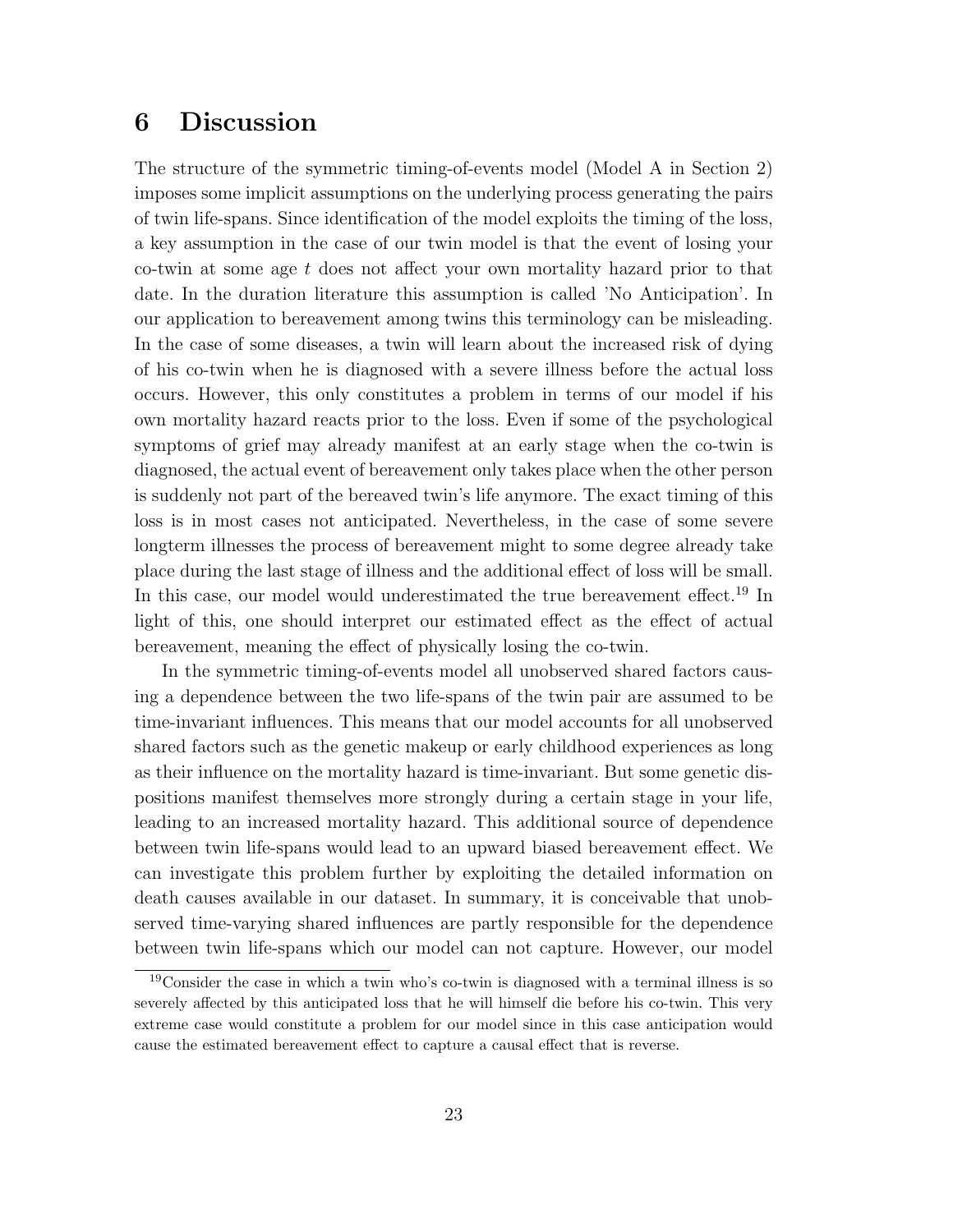# 6 Discussion

The structure of the symmetric timing-of-events model (Model A in Section 2) imposes some implicit assumptions on the underlying process generating the pairs of twin life-spans. Since identification of the model exploits the timing of the loss, a key assumption in the case of our twin model is that the event of losing your co-twin at some age $t$ does not affect your own mortality hazard prior to that date. In the duration literature this assumption is called 'No Anticipation'. In our application to bereavement among twins this terminology can be misleading. In the case of some diseases, a twin will learn about the increased risk of dying of his co-twin when he is diagnosed with a severe illness before the actual loss occurs. However, this only constitutes a problem in terms of our model if his own mortality hazard reacts prior to the loss. Even if some of the psychological symptoms of grief may already manifest at an early stage when the co-twin is diagnosed, the actual event of bereavement only takes place when the other person is suddenly not part of the bereaved twin's life anymore. The exact timing of this loss is in most cases not anticipated. Nevertheless, in the case of some severe longterm illnesses the process of bereavement might to some degree already take place during the last stage of illness and the additional effect of loss will be small. In this case, our model would underestimated the true bereavement effect.[19] In light of this, one should interpret our estimated effect as the effect of actual bereavement, meaning the effect of physically losing the co-twin.

In the symmetric timing-of-events model all unobserved shared factors causing a dependence between the two life-spans of the twin pair are assumed to be time-invariant influences. This means that our model accounts for all unobserved shared factors such as the genetic makeup or early childhood experiences as long as their influence on the mortality hazard is time-invariant. But some genetic dispositions manifest themselves more strongly during a certain stage in your life, leading to an increased mortality hazard. This additional source of dependence between twin life-spans would lead to an upward biased bereavement effect. We can investigate this problem further by exploiting the detailed information on death causes available in our dataset. In summary, it is conceivable that unobserved time-varying shared influences are partly responsible for the dependence between twin life-spans which our model can not capture. However, our model

[19] Consider the case in which a twin who's co-twin is diagnosed with a terminal illness is so severely affected by this anticipated loss that he will himself die before his co-twin. This very extreme case would constitute a problem for our model since in this case anticipation would cause the estimated bereavement effect to capture a causal effect that is reverse.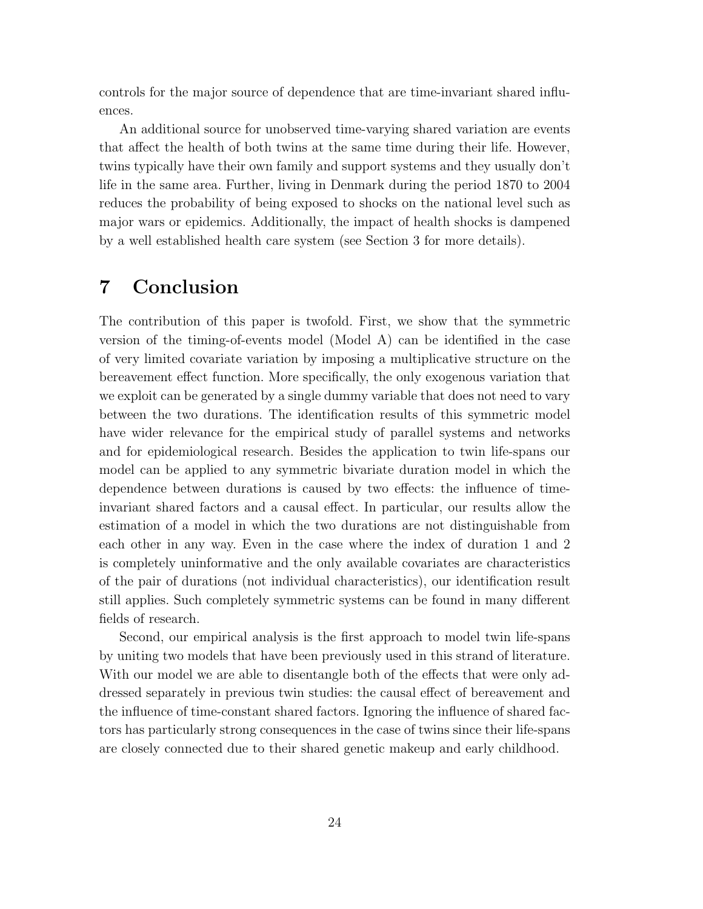controls for the major source of dependence that are time-invariant shared influences.

An additional source for unobserved time-varying shared variation are events that affect the health of both twins at the same time during their life. However, twins typically have their own family and support systems and they usually don't life in the same area. Further, living in Denmark during the period 1870 to 2004 reduces the probability of being exposed to shocks on the national level such as major wars or epidemics. Additionally, the impact of health shocks is dampened by a well established health care system (see Section 3 for more details).

# 7 Conclusion

The contribution of this paper is twofold. First, we show that the symmetric version of the timing-of-events model (Model A) can be identified in the case of very limited covariate variation by imposing a multiplicative structure on the bereavement effect function. More specifically, the only exogenous variation that we exploit can be generated by a single dummy variable that does not need to vary between the two durations. The identification results of this symmetric model have wider relevance for the empirical study of parallel systems and networks and for epidemiological research. Besides the application to twin life-spans our model can be applied to any symmetric bivariate duration model in which the dependence between durations is caused by two effects: the influence of time-invariant shared factors and a causal effect. In particular, our results allow the estimation of a model in which the two durations are not distinguishable from each other in any way. Even in the case where the index of duration 1 and 2 is completely uninformative and the only available covariates are characteristics of the pair of durations (not individual characteristics), our identification result still applies. Such completely symmetric systems can be found in many different fields of research.

Second, our empirical analysis is the first approach to model twin life-spans by uniting two models that have been previously used in this strand of literature. With our model we are able to disentangle both of the effects that were only addressed separately in previous twin studies: the causal effect of bereavement and the influence of time-constant shared factors. Ignoring the influence of shared factors has particularly strong consequences in the case of twins since their life-spans are closely connected due to their shared genetic makeup and early childhood.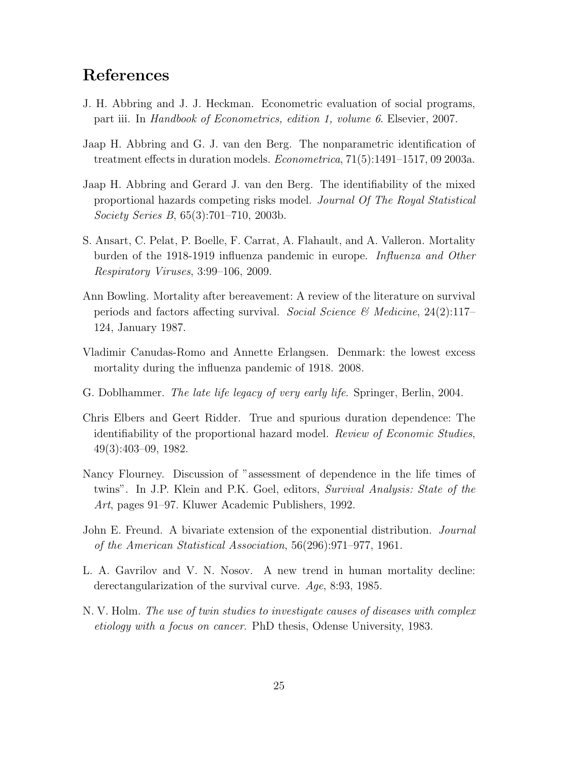## References

J. H. Abbring and J. J. Heckman. Econometric evaluation of social programs, part iii. In *Handbook of Econometrics, edition 1, volume 6*. Elsevier, 2007.

Jaap H. Abbring and G. J. van den Berg. The nonparametric identification of treatment effects in duration models. *Econometrica*, 71(5):1491–1517, 09 2003a.

Jaap H. Abbring and Gerard J. van den Berg. The identifiability of the mixed proportional hazards competing risks model. *Journal Of The Royal Statistical Society Series B*, 65(3):701–710, 2003b.

S. Ansart, C. Pelat, P. Boelle, F. Carrat, A. Flahault, and A. Valleron. Mortality burden of the 1918-1919 influenza pandemic in europe. *Influenza and Other Respiratory Viruses*, 3:99–106, 2009.

Ann Bowling. Mortality after bereavement: A review of the literature on survival periods and factors affecting survival. *Social Science & Medicine*, 24(2):117–124, January 1987.

Vladimir Canudas-Romo and Annette Erlangsen. Denmark: the lowest excess mortality during the influenza pandemic of 1918. 2008.

G. Doblhammer. *The late life legacy of very early life*. Springer, Berlin, 2004.

Chris Elbers and Geert Ridder. True and spurious duration dependence: The identifiability of the proportional hazard model. *Review of Economic Studies*, 49(3):403–09, 1982.

Nancy Flourney. Discussion of "assessment of dependence in the life times of twins". In J.P. Klein and P.K. Goel, editors, *Survival Analysis: State of the Art*, pages 91–97. Kluwer Academic Publishers, 1992.

John E. Freund. A bivariate extension of the exponential distribution. *Journal of the American Statistical Association*, 56(296):971–977, 1961.

L. A. Gavrilov and V. N. Nosov. A new trend in human mortality decline: derectangularization of the survival curve. *Age*, 8:93, 1985.

N. V. Holm. *The use of twin studies to investigate causes of diseases with complex etiology with a focus on cancer*. PhD thesis, Odense University, 1983.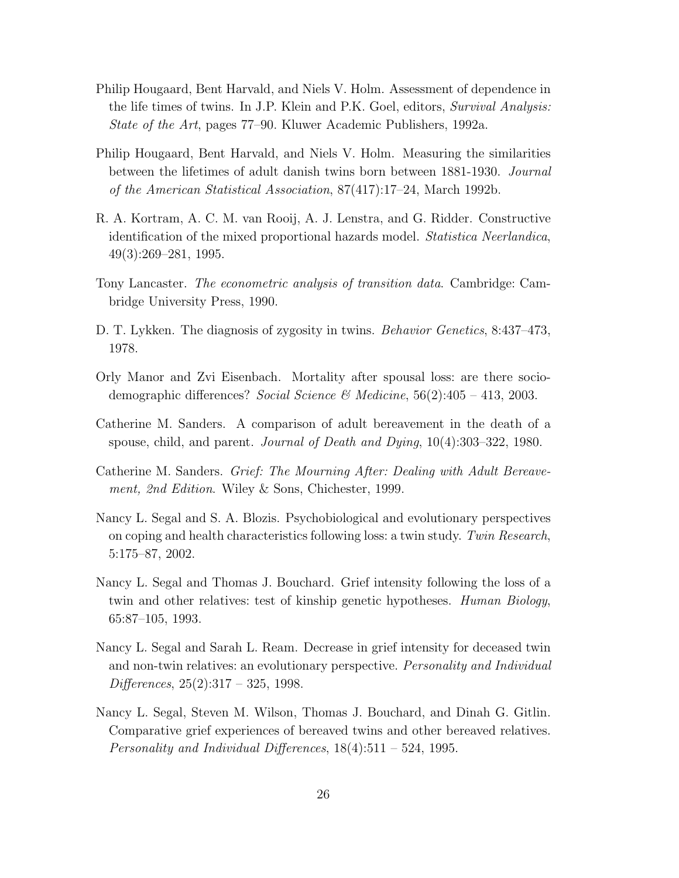Philip Hougaard, Bent Harvald, and Niels V. Holm. Assessment of dependence in the life times of twins. In J.P. Klein and P.K. Goel, editors, *Survival Analysis: State of the Art*, pages 77–90. Kluwer Academic Publishers, 1992a.

Philip Hougaard, Bent Harvald, and Niels V. Holm. Measuring the similarities between the lifetimes of adult danish twins born between 1881-1930. *Journal of the American Statistical Association*, 87(417):17–24, March 1992b.

R. A. Kortram, A. C. M. van Rooij, A. J. Lenstra, and G. Ridder. Constructive identification of the mixed proportional hazards model. *Statistica Neerlandica*, 49(3):269–281, 1995.

Tony Lancaster. *The econometric analysis of transition data*. Cambridge: Cambridge University Press, 1990.

D. T. Lykken. The diagnosis of zygosity in twins. *Behavior Genetics*, 8:437–473, 1978.

Orly Manor and Zvi Eisenbach. Mortality after spousal loss: are there sociodemographic differences? *Social Science & Medicine*, 56(2):405 – 413, 2003.

Catherine M. Sanders. A comparison of adult bereavement in the death of a spouse, child, and parent. *Journal of Death and Dying*, 10(4):303–322, 1980.

Catherine M. Sanders. *Grief: The Mourning After: Dealing with Adult Bereavement, 2nd Edition*. Wiley & Sons, Chichester, 1999.

Nancy L. Segal and S. A. Blozis. Psychobiological and evolutionary perspectives on coping and health characteristics following loss: a twin study. *Twin Research*, 5:175–87, 2002.

Nancy L. Segal and Thomas J. Bouchard. Grief intensity following the loss of a twin and other relatives: test of kinship genetic hypotheses. *Human Biology*, 65:87–105, 1993.

Nancy L. Segal and Sarah L. Ream. Decrease in grief intensity for deceased twin and non-twin relatives: an evolutionary perspective. *Personality and Individual Differences*, 25(2):317 – 325, 1998.

Nancy L. Segal, Steven M. Wilson, Thomas J. Bouchard, and Dinah G. Gitlin. Comparative grief experiences of bereaved twins and other bereaved relatives. *Personality and Individual Differences*, 18(4):511 – 524, 1995.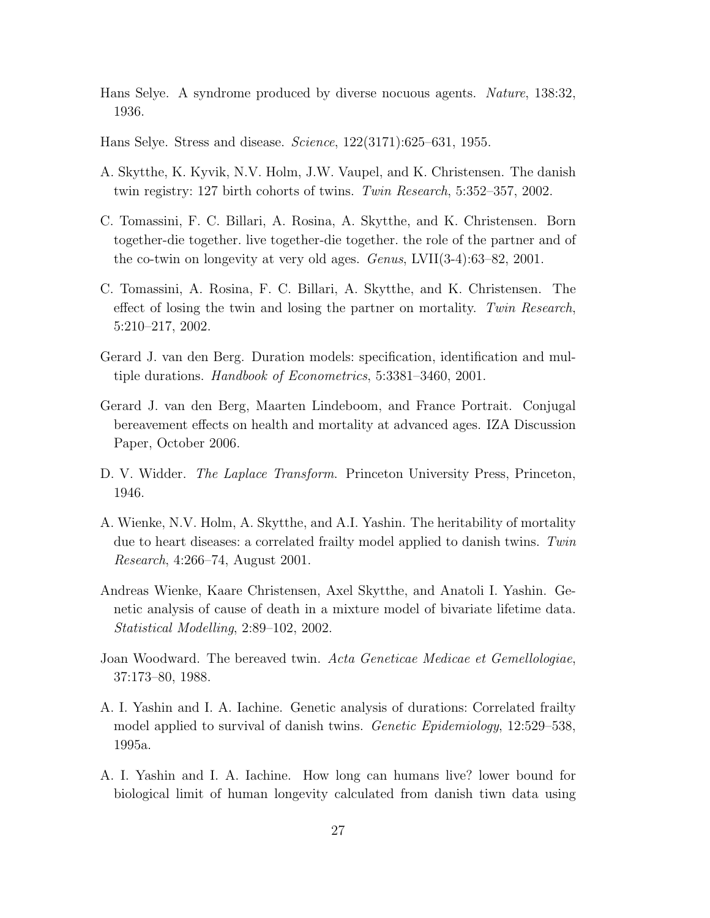Hans Selye. A syndrome produced by diverse nocuous agents. *Nature*, 138:32, 1936.

Hans Selye. Stress and disease. *Science*, 122(3171):625–631, 1955.

A. Skytthe, K. Kyvik, N.V. Holm, J.W. Vaupel, and K. Christensen. The danish twin registry: 127 birth cohorts of twins. *Twin Research*, 5:352–357, 2002.

C. Tomassini, F. C. Billari, A. Rosina, A. Skytthe, and K. Christensen. Born together-die together. live together-die together. the role of the partner and of the co-twin on longevity at very old ages. *Genus*, LVII(3-4):63–82, 2001.

C. Tomassini, A. Rosina, F. C. Billari, A. Skytthe, and K. Christensen. The effect of losing the twin and losing the partner on mortality. *Twin Research*, 5:210–217, 2002.

Gerard J. van den Berg. Duration models: specification, identification and multiple durations. *Handbook of Econometrics*, 5:3381–3460, 2001.

Gerard J. van den Berg, Maarten Lindeboom, and France Portrait. Conjugal bereavement effects on health and mortality at advanced ages. IZA Discussion Paper, October 2006.

D. V. Widder. *The Laplace Transform*. Princeton University Press, Princeton, 1946.

A. Wienke, N.V. Holm, A. Skytthe, and A.I. Yashin. The heritability of mortality due to heart diseases: a correlated frailty model applied to danish twins. *Twin Research*, 4:266–74, August 2001.

Andreas Wienke, Kaare Christensen, Axel Skytthe, and Anatoli I. Yashin. Genetic analysis of cause of death in a mixture model of bivariate lifetime data. *Statistical Modelling*, 2:89–102, 2002.

Joan Woodward. The bereaved twin. *Acta Geneticae Medicae et Gemellologiae*, 37:173–80, 1988.

A. I. Yashin and I. A. Iachine. Genetic analysis of durations: Correlated frailty model applied to survival of danish twins. *Genetic Epidemiology*, 12:529–538, 1995a.

A. I. Yashin and I. A. Iachine. How long can humans live? lower bound for biological limit of human longevity calculated from danish tiwn data using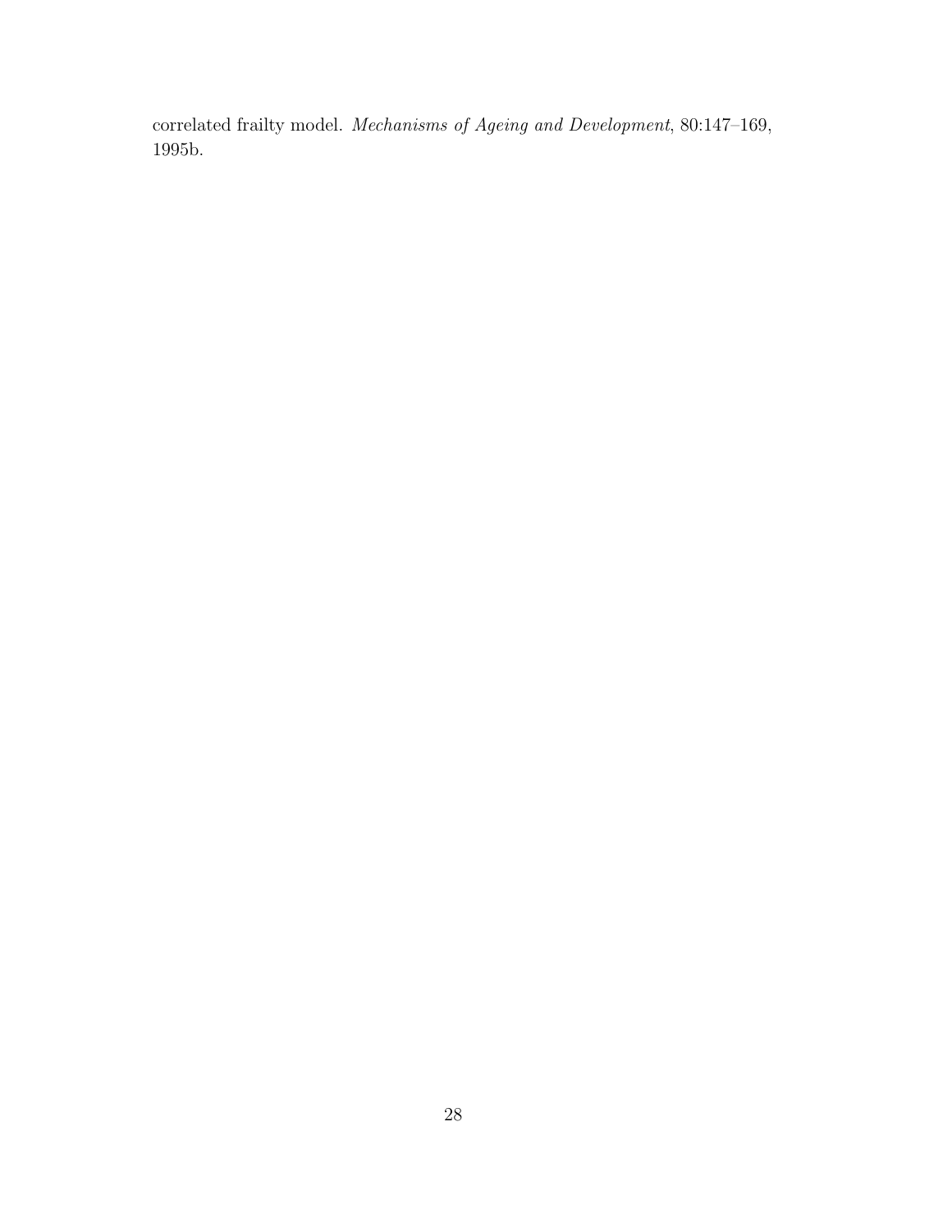correlated frailty model. *Mechanisms of Ageing and Development*, 80:147–169, 1995b.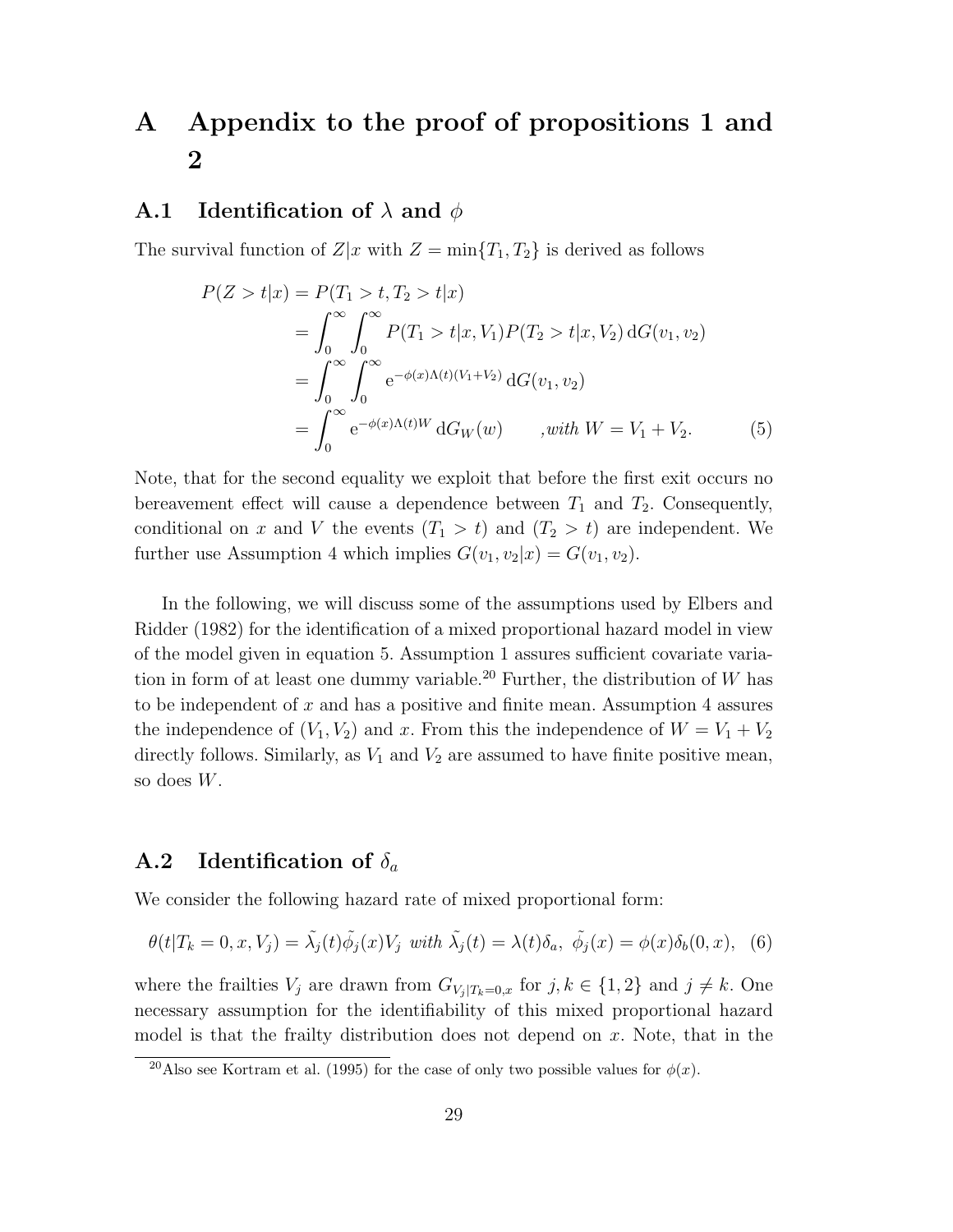# A Appendix to the proof of propositions 1 and 2

## A.1 Identification of $\lambda$ and $\phi$

The survival function of $Z|x$ with $Z = \min\{T_1, T_2\}$ is derived as follows

$$
\begin{aligned}
P(Z > t|x) &= P(T_1 > t, T_2 > t|x) \\
&= \int_0^\infty \int_0^\infty P(T_1 > t|x, V_1) P(T_2 > t|x, V_2) \, \mathrm{d}G(v_1, v_2) \\
&= \int_0^\infty \int_0^\infty \mathrm{e}^{-\phi(x)\Lambda(t)(V_1+V_2)} \, \mathrm{d}G(v_1, v_2) \\
&= \int_0^\infty \mathrm{e}^{-\phi(x)\Lambda(t)W} \, \mathrm{d}G_W(w) \qquad \text{, with } W = V_1 + V_2. \qquad (5)
\end{aligned}
$$

Note, that for the second equality we exploit that before the first exit occurs no bereavement effect will cause a dependence between $T_1$ and $T_2$. Consequently, conditional on $x$ and $V$ the events $(T_1 > t)$ and $(T_2 > t)$ are independent. We further use Assumption 4 which implies $G(v_1, v_2|x) = G(v_1, v_2)$.

In the following, we will discuss some of the assumptions used by Elbers and Ridder (1982) for the identification of a mixed proportional hazard model in view of the model given in equation 5. Assumption 1 assures sufficient covariate variation in form of at least one dummy variable.[20] Further, the distribution of $W$ has to be independent of $x$ and has a positive and finite mean. Assumption 4 assures the independence of $(V_1, V_2)$ and $x$. From this the independence of $W = V_1 + V_2$ directly follows. Similarly, as $V_1$ and $V_2$ are assumed to have finite positive mean, so does $W$.

## A.2 Identification of $\delta_a$

We consider the following hazard rate of mixed proportional form:

$$
\theta(t|T_k = 0, x, V_j) = \tilde{\lambda}_j(t)\tilde{\phi}_j(x)V_j \text{ with } \tilde{\lambda}_j(t) = \lambda(t)\delta_a, \ \tilde{\phi}_j(x) = \phi(x)\delta_b(0, x), \quad (6)
$$

where the frailties $V_j$ are drawn from $G_{V_j|T_k=0,x}$ for $j, k \in \{1, 2\}$ and $j \neq k$. One necessary assumption for the identifiability of this mixed proportional hazard model is that the frailty distribution does not depend on $x$. Note, that in the

[20] Also see Kortram et al. (1995) for the case of only two possible values for $\phi(x)$.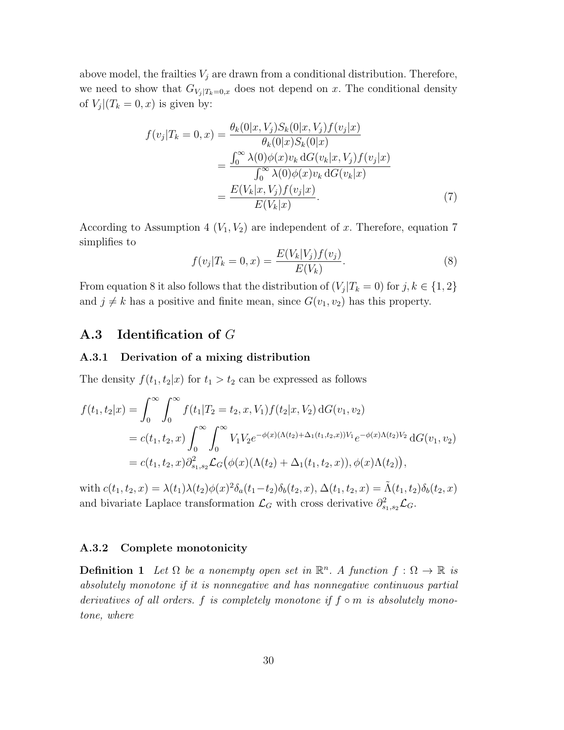above model, the frailties $V_j$ are drawn from a conditional distribution. Therefore, we need to show that $G_{V_j|T_k=0,x}$ does not depend on $x$. The conditional density of $V_j|(T_k = 0, x)$ is given by:

$$
\begin{aligned}
f(v_j|T_k = 0, x) &= \frac{\theta_k(0|x, V_j)S_k(0|x, V_j)f(v_j|x)}{\theta_k(0|x)S_k(0|x)} \\
&= \frac{\int_0^\infty \lambda(0)\phi(x)v_k \,\mathrm{d}G(v_k|x, V_j)f(v_j|x)}{\int_0^\infty \lambda(0)\phi(x)v_k \,\mathrm{d}G(v_k|x)} \\
&= \frac{E(V_k|x, V_j)f(v_j|x)}{E(V_k|x)}. \qquad (7)
\end{aligned}
$$

According to Assumption 4 $(V_1, V_2)$ are independent of $x$. Therefore, equation 7 simplifies to

$$
f(v_j|T_k = 0, x) = \frac{E(V_k|V_j)f(v_j)}{E(V_k)}. \qquad (8)
$$

From equation 8 it also follows that the distribution of $(V_j|T_k = 0)$ for $j, k \in \{1, 2\}$ and $j \neq k$ has a positive and finite mean, since $G(v_1, v_2)$ has this property.

## A.3 Identification of $G$

### A.3.1 Derivation of a mixing distribution

The density $f(t_1, t_2|x)$ for $t_1 > t_2$ can be expressed as follows

$$
\begin{aligned}
f(t_1, t_2|x) &= \int_0^\infty \int_0^\infty f(t_1|T_2 = t_2, x, V_1)f(t_2|x, V_2) \,\mathrm{d}G(v_1, v_2) \\
&= c(t_1, t_2, x) \int_0^\infty \int_0^\infty V_1 V_2 e^{-\phi(x)(\Lambda(t_2)+\Delta_1(t_1,t_2,x))V_1} e^{-\phi(x)\Lambda(t_2)V_2} \,\mathrm{d}G(v_1, v_2) \\
&= c(t_1, t_2, x)\partial^2_{s_1,s_2}\mathcal{L}_G\big(\phi(x)(\Lambda(t_2) + \Delta_1(t_1, t_2, x)), \phi(x)\Lambda(t_2)\big),
\end{aligned}
$$

with $c(t_1, t_2, x) = \lambda(t_1)\lambda(t_2)\phi(x)^2\delta_a(t_1-t_2)\delta_b(t_2, x)$, $\Delta(t_1, t_2, x) = \tilde{\Lambda}(t_1, t_2)\delta_b(t_2, x)$ and bivariate Laplace transformation $\mathcal{L}_G$ with cross derivative $\partial^2_{s_1,s_2}\mathcal{L}_G$.

### A.3.2 Complete monotonicity

**Definition 1** *Let $\Omega$ be a nonempty open set in $\mathbb{R}^n$. A function $f : \Omega \to \mathbb{R}$ is absolutely monotone if it is nonnegative and has nonnegative continuous partial derivatives of all orders. $f$ is completely monotone if $f \circ m$ is absolutely monotone, where*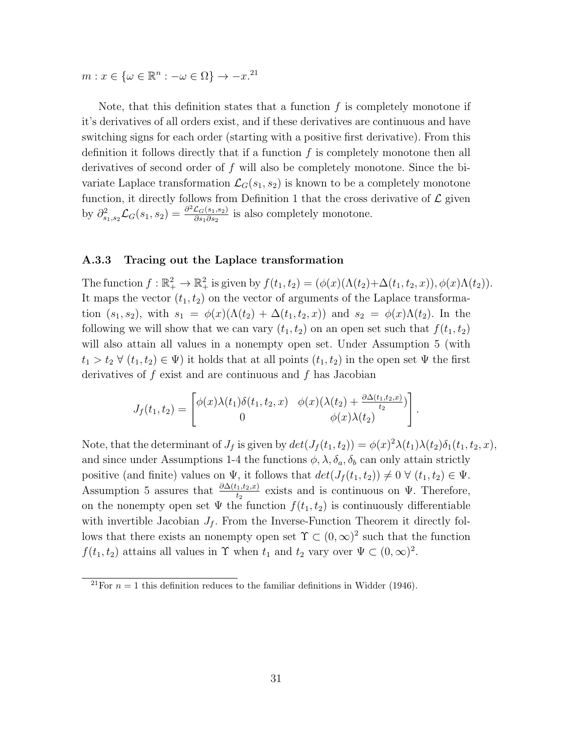$m : x \in \{\omega \in \mathbb{R}^n : -\omega \in \Omega\} \to -x$.[21]

Note, that this definition states that a function $f$ is completely monotone if it's derivatives of all orders exist, and if these derivatives are continuous and have switching signs for each order (starting with a positive first derivative). From this definition it follows directly that if a function $f$ is completely monotone then all derivatives of second order of $f$ will also be completely monotone. Since the bivariate Laplace transformation $\mathcal{L}_G(s_1, s_2)$ is known to be a completely monotone function, it directly follows from Definition 1 that the cross derivative of $\mathcal{L}$ given by $\partial^2_{s_1,s_2}\mathcal{L}_G(s_1, s_2) = \frac{\partial^2 \mathcal{L}_G(s_1,s_2)}{\partial s_1 \partial s_2}$ is also completely monotone.

### A.3.3 Tracing out the Laplace transformation

The function $f : \mathbb{R}^2_+ \to \mathbb{R}^2_+$ is given by $f(t_1, t_2) = (\phi(x)(\Lambda(t_2)+\Delta(t_1, t_2, x)), \phi(x)\Lambda(t_2))$. It maps the vector $(t_1, t_2)$ on the vector of arguments of the Laplace transformation $(s_1, s_2)$, with $s_1 = \phi(x)(\Lambda(t_2) + \Delta(t_1, t_2, x))$ and $s_2 = \phi(x)\Lambda(t_2)$. In the following we will show that we can vary $(t_1, t_2)$ on an open set such that $f(t_1, t_2)$ will also attain all values in a nonempty open set. Under Assumption 5 (with $t_1 > t_2 \; \forall \; (t_1, t_2) \in \Psi$) it holds that at all points $(t_1, t_2)$ in the open set $\Psi$ the first derivatives of $f$ exist and are continuous and $f$ has Jacobian

$$J_f(t_1, t_2) = \begin{bmatrix} \phi(x)\lambda(t_1)\delta(t_1, t_2, x) & \phi(x)(\lambda(t_2) + \frac{\partial \Delta(t_1,t_2,x)}{t_2}) \\ 0 & \phi(x)\lambda(t_2) \end{bmatrix}.$$

Note, that the determinant of $J_f$ is given by $det(J_f(t_1, t_2)) = \phi(x)^2\lambda(t_1)\lambda(t_2)\delta_1(t_1, t_2, x)$, and since under Assumptions 1-4 the functions $\phi, \lambda, \delta_a, \delta_b$ can only attain strictly positive (and finite) values on $\Psi$, it follows that $det(J_f(t_1, t_2)) \neq 0 \; \forall \; (t_1, t_2) \in \Psi$. Assumption 5 assures that $\frac{\partial \Delta(t_1,t_2,x)}{t_2}$ exists and is continuous on $\Psi$. Therefore, on the nonempty open set $\Psi$ the function $f(t_1, t_2)$ is continuously differentiable with invertible Jacobian $J_f$. From the Inverse-Function Theorem it directly follows that there exists an nonempty open set $\Upsilon \subset (0, \infty)^2$ such that the function $f(t_1, t_2)$ attains all values in $\Upsilon$ when $t_1$ and $t_2$ vary over $\Psi \subset (0, \infty)^2$.

[21] For $n = 1$ this definition reduces to the familiar definitions in Widder (1946).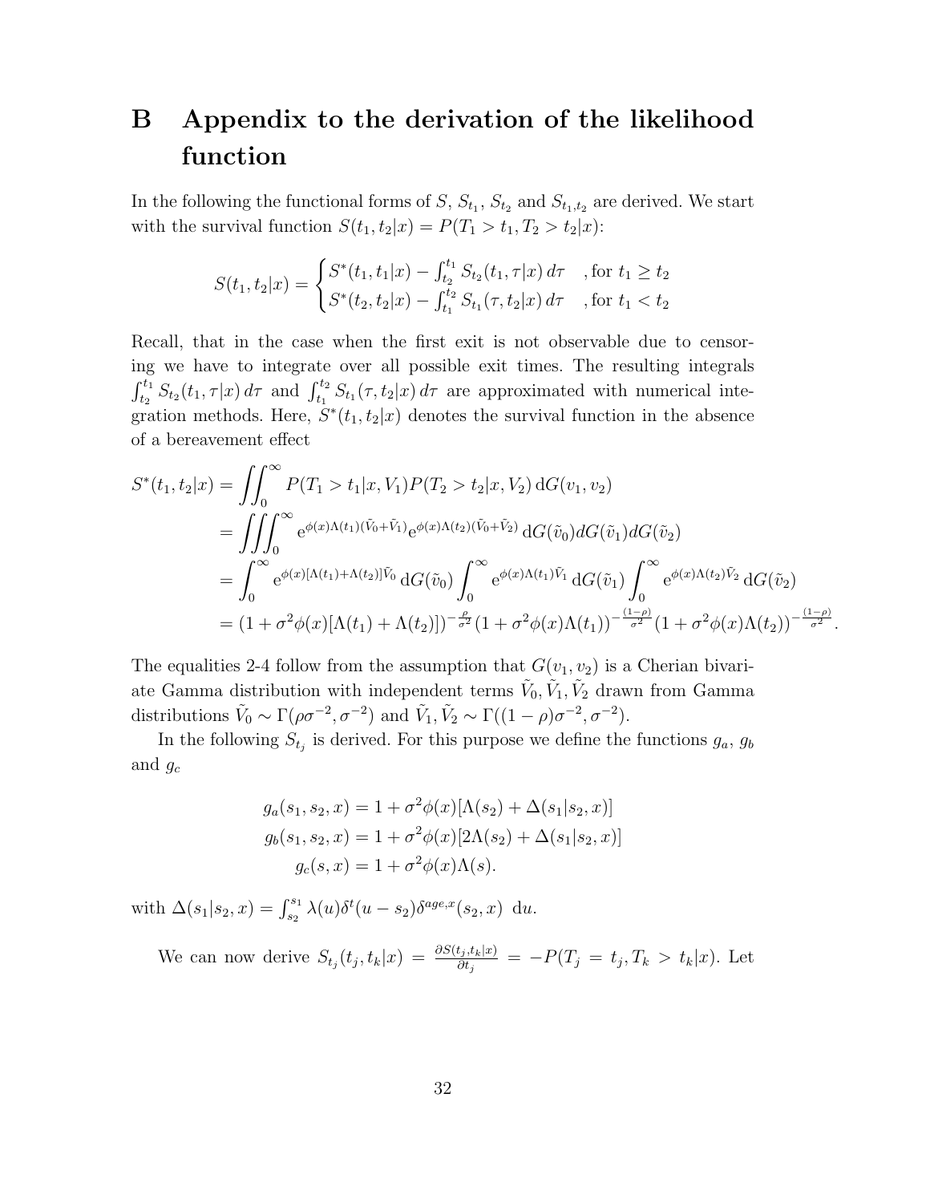# B Appendix to the derivation of the likelihood function

In the following the functional forms of $S$, $S_{t_1}$, $S_{t_2}$ and $S_{t_1,t_2}$ are derived. We start with the survival function $S(t_1, t_2|x) = P(T_1 > t_1, T_2 > t_2|x)$:

$$S(t_1, t_2|x) = \begin{cases} S^*(t_1, t_1|x) - \int_{t_2}^{t_1} S_{t_2}(t_1, \tau|x)\, d\tau & \text{, for } t_1 \geq t_2 \\ S^*(t_2, t_2|x) - \int_{t_1}^{t_2} S_{t_1}(\tau, t_2|x)\, d\tau & \text{, for } t_1 < t_2 \end{cases}$$

Recall, that in the case when the first exit is not observable due to censoring we have to integrate over all possible exit times. The resulting integrals $\int_{t_2}^{t_1} S_{t_2}(t_1, \tau|x)\, d\tau$ and $\int_{t_1}^{t_2} S_{t_1}(\tau, t_2|x)\, d\tau$ are approximated with numerical integration methods. Here, $S^*(t_1, t_2|x)$ denotes the survival function in the absence of a bereavement effect

$$\begin{aligned}
S^*(t_1, t_2|x) &= \iint_0^\infty P(T_1 > t_1|x, V_1) P(T_2 > t_2|x, V_2)\, \mathrm{d}G(v_1, v_2) \\
&= \iiint_0^\infty \mathrm{e}^{\phi(x)\Lambda(t_1)(\tilde{V}_0 + \tilde{V}_1)} \mathrm{e}^{\phi(x)\Lambda(t_2)(\tilde{V}_0 + \tilde{V}_2)}\, \mathrm{d}G(\tilde{v}_0) dG(\tilde{v}_1) dG(\tilde{v}_2) \\
&= \int_0^\infty \mathrm{e}^{\phi(x)[\Lambda(t_1) + \Lambda(t_2)]\tilde{V}_0}\, \mathrm{d}G(\tilde{v}_0) \int_0^\infty \mathrm{e}^{\phi(x)\Lambda(t_1)\tilde{V}_1}\, \mathrm{d}G(\tilde{v}_1) \int_0^\infty \mathrm{e}^{\phi(x)\Lambda(t_2)\tilde{V}_2}\, \mathrm{d}G(\tilde{v}_2) \\
&= (1 + \sigma^2\phi(x)[\Lambda(t_1) + \Lambda(t_2)])^{-\frac{\rho}{\sigma^2}} (1 + \sigma^2\phi(x)\Lambda(t_1))^{-\frac{(1-\rho)}{\sigma^2}} (1 + \sigma^2\phi(x)\Lambda(t_2))^{-\frac{(1-\rho)}{\sigma^2}}.
\end{aligned}$$

The equalities 2-4 follow from the assumption that $G(v_1, v_2)$ is a Cherian bivariate Gamma distribution with independent terms $\tilde{V}_0, \tilde{V}_1, \tilde{V}_2$ drawn from Gamma distributions $\tilde{V}_0 \sim \Gamma(\rho\sigma^{-2}, \sigma^{-2})$ and $\tilde{V}_1, \tilde{V}_2 \sim \Gamma((1-\rho)\sigma^{-2}, \sigma^{-2})$.

In the following $S_{t_j}$ is derived. For this purpose we define the functions $g_a$, $g_b$ and $g_c$

$$\begin{aligned}
g_a(s_1, s_2, x) &= 1 + \sigma^2\phi(x)[\Lambda(s_2) + \Delta(s_1|s_2, x)] \\
g_b(s_1, s_2, x) &= 1 + \sigma^2\phi(x)[2\Lambda(s_2) + \Delta(s_1|s_2, x)] \\
g_c(s, x) &= 1 + \sigma^2\phi(x)\Lambda(s).
\end{aligned}$$

with $\Delta(s_1|s_2, x) = \int_{s_2}^{s_1} \lambda(u)\delta^t(u - s_2)\delta^{age,x}(s_2, x)\ \mathrm{d}u$.

We can now derive $S_{t_j}(t_j, t_k|x) = \frac{\partial S(t_j, t_k|x)}{\partial t_j} = -P(T_j = t_j, T_k > t_k|x)$. Let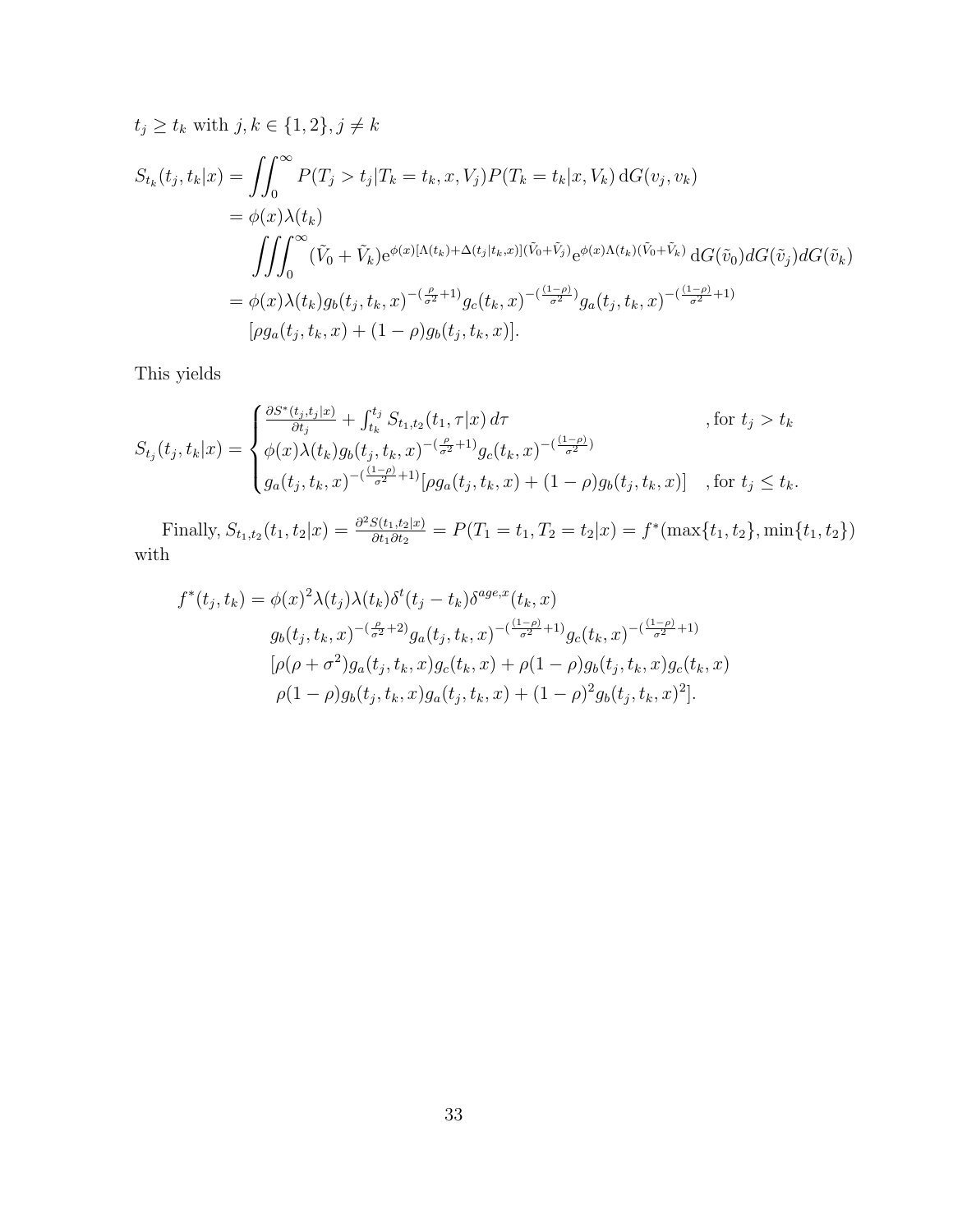$t_j \geq t_k$ with $j, k \in \{1, 2\}, j \neq k$

$$
\begin{aligned}
S_{t_k}(t_j, t_k|x) &= \iint_0^\infty P(T_j > t_j | T_k = t_k, x, V_j) P(T_k = t_k | x, V_k) \, \mathrm{d}G(v_j, v_k) \\
&= \phi(x)\lambda(t_k) \\
&\quad \iiint_0^\infty (\tilde{V}_0 + \tilde{V}_k) \mathrm{e}^{\phi(x)[\Lambda(t_k) + \Delta(t_j|t_k, x)](\tilde{V}_0 + \tilde{V}_j)} \mathrm{e}^{\phi(x)\Lambda(t_k)(\tilde{V}_0 + \tilde{V}_k)} \, \mathrm{d}G(\tilde{v}_0) dG(\tilde{v}_j) dG(\tilde{v}_k) \\
&= \phi(x)\lambda(t_k) g_b(t_j, t_k, x)^{-(\frac{\rho}{\sigma^2}+1)} g_c(t_k, x)^{-(\frac{(1-\rho)}{\sigma^2})} g_a(t_j, t_k, x)^{-(\frac{(1-\rho)}{\sigma^2}+1)} \\
&\quad [\rho g_a(t_j, t_k, x) + (1-\rho) g_b(t_j, t_k, x)].
\end{aligned}
$$

This yields

$$
S_{t_j}(t_j, t_k|x) = \begin{cases}
\frac{\partial S^*(t_j, t_j|x)}{\partial t_j} + \int_{t_k}^{t_j} S_{t_1,t_2}(t_1, \tau|x) \, d\tau & \text{, for } t_j > t_k \\
\phi(x)\lambda(t_k) g_b(t_j, t_k, x)^{-(\frac{\rho}{\sigma^2}+1)} g_c(t_k, x)^{-(\frac{(1-\rho)}{\sigma^2})} & \\
g_a(t_j, t_k, x)^{-(\frac{(1-\rho)}{\sigma^2}+1)} [\rho g_a(t_j, t_k, x) + (1-\rho) g_b(t_j, t_k, x)] & \text{, for } t_j \leq t_k.
\end{cases}
$$

Finally, $S_{t_1,t_2}(t_1, t_2|x) = \frac{\partial^2 S(t_1,t_2|x)}{\partial t_1 \partial t_2} = P(T_1 = t_1, T_2 = t_2|x) = f^*(\max\{t_1, t_2\}, \min\{t_1, t_2\})$ with

$$
\begin{aligned}
f^*(t_j, t_k) &= \phi(x)^2 \lambda(t_j)\lambda(t_k) \delta^t(t_j - t_k) \delta^{age,x}(t_k, x) \\
&\quad g_b(t_j, t_k, x)^{-(\frac{\rho}{\sigma^2}+2)} g_a(t_j, t_k, x)^{-(\frac{(1-\rho)}{\sigma^2}+1)} g_c(t_k, x)^{-(\frac{(1-\rho)}{\sigma^2}+1)} \\
&\quad [\rho(\rho + \sigma^2) g_a(t_j, t_k, x) g_c(t_k, x) + \rho(1-\rho) g_b(t_j, t_k, x) g_c(t_k, x) \\
&\quad \rho(1-\rho) g_b(t_j, t_k, x) g_a(t_j, t_k, x) + (1-\rho)^2 g_b(t_j, t_k, x)^2].
\end{aligned}
$$